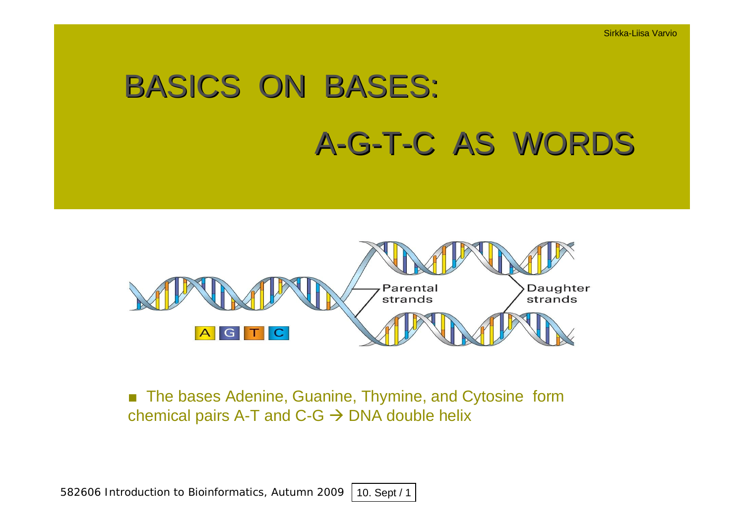# BASICS ON BASES:

# A-G-T-C AS WORDS

- The bases Adenine, Guanine, Thymine, and Cytosine form chemical pairs A-T and C-G → DNA double helix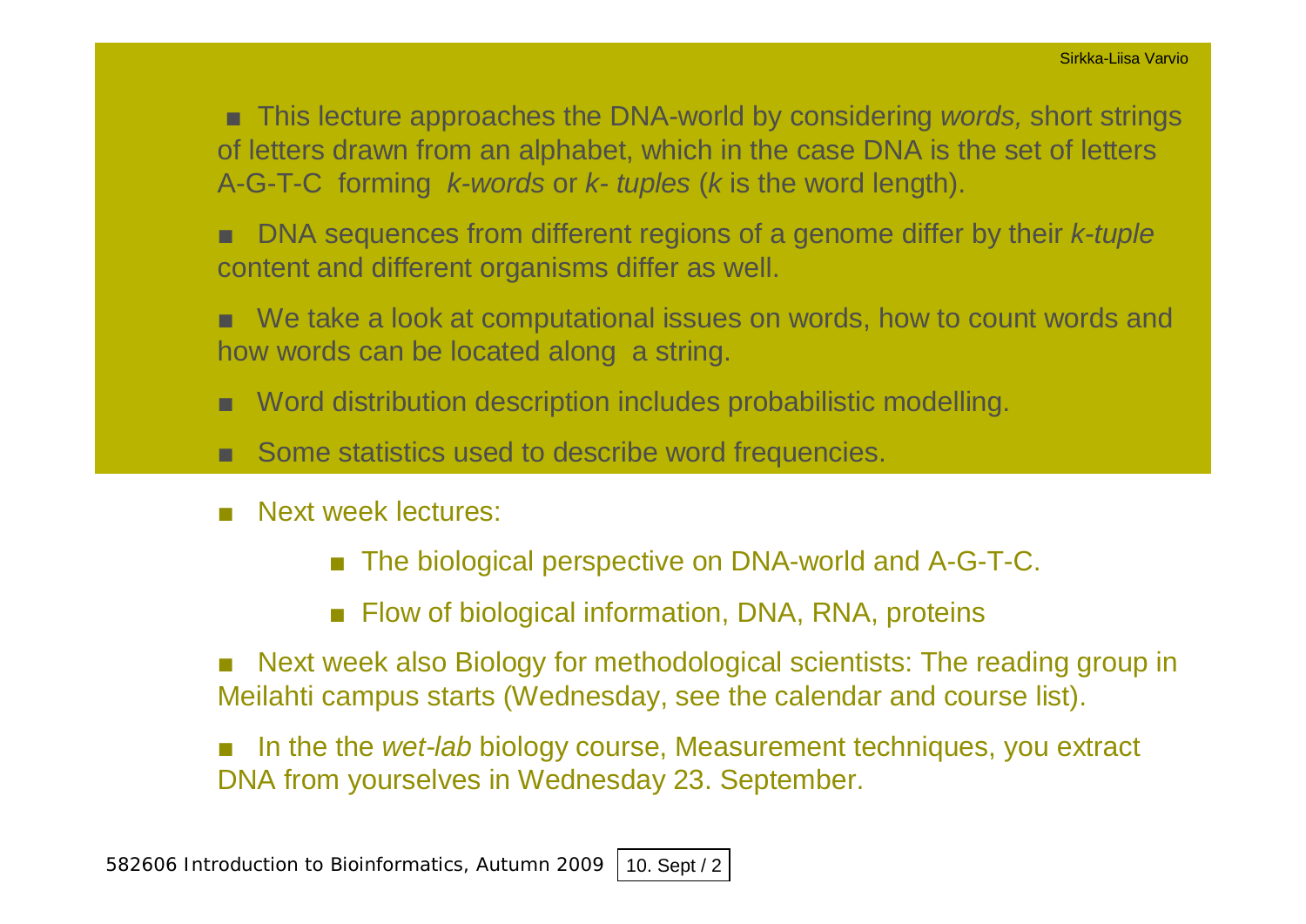- This lecture approaches the DNA-world by considering *words,* short strings of letters drawn from an alphabet, which in the case DNA is the set of letters A-G-T-C forming *k-words* or *k- tuples* (*k* is the word length).
- DNA sequences from different regions of a genome differ by their *k-tuple* content and different organisms differ as well.
- We take a look at computational issues on words, how to count words and how words can be located along a string.
- Word distribution description includes probabilistic modelling.
- Some statistics used to describe word frequencies.

- Next week lectures:
  - The biological perspective on DNA-world and A-G-T-C.
  - Flow of biological information, DNA, RNA, proteins
- Next week also Biology for methodological scientists: The reading group in Meilahti campus starts (Wednesday, see the calendar and course list).
- In the the *wet-lab* biology course, Measurement techniques, you extract DNA from yourselves in Wednesday 23. September.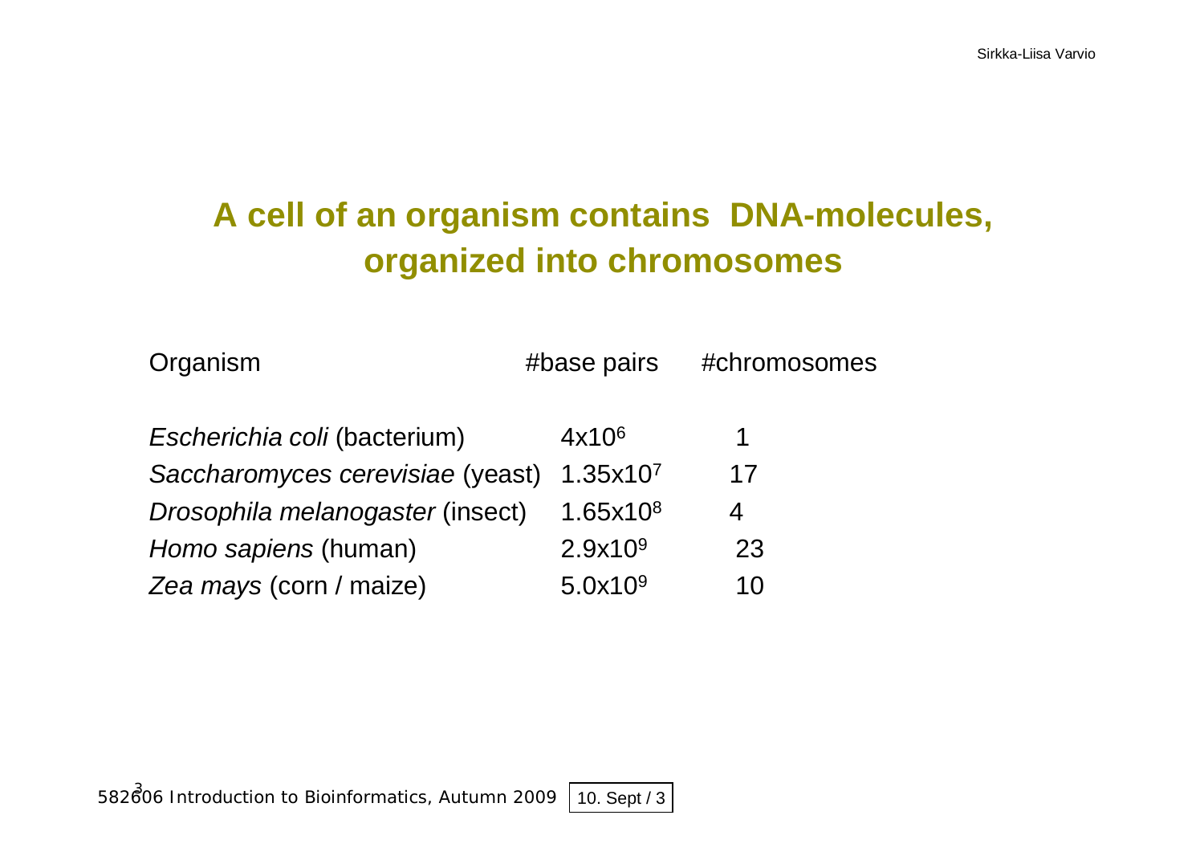# A cell of an organism contains DNA-molecules, organized into chromosomes

| Organism | #base pairs | #chromosomes |
| --- | --- | --- |
| *Escherichia coli* (bacterium) | $4 \times 10^6$ | 1 |
| *Saccharomyces cerevisiae* (yeast) | $1.35 \times 10^7$ | 17 |
| *Drosophila melanogaster* (insect) | $1.65 \times 10^8$ | 4 |
| *Homo sapiens* (human) | $2.9 \times 10^9$ | 23 |
| *Zea mays* (corn / maize) | $5.0 \times 10^9$ | 10 |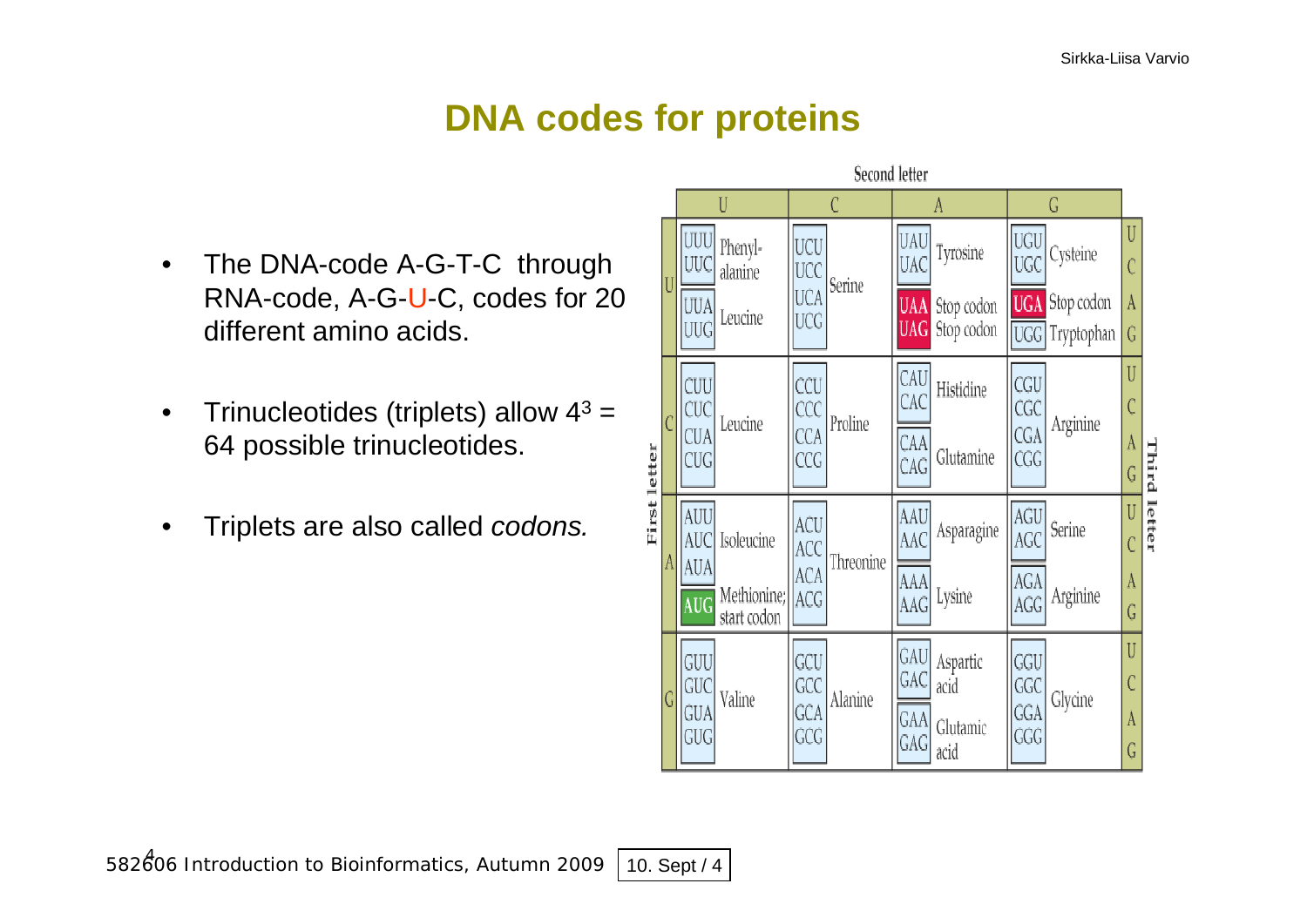# DNA codes for proteins

- The DNA-code A-G-T-C through RNA-code, A-G-U-C, codes for 20 different amino acids.
- Trinucleotides (triplets) allow $4^3$ = 64 possible trinucleotides.
- Triplets are also called *codons.*

| First letter | U | C | A | G | Third letter |
|---|---|---|---|---|---|
| U | UUU Phenylalanine | UCU Serine | UAU Tyrosine | UGU Cysteine | U |
| U | UUC Phenylalanine | UCC Serine | UAC Tyrosine | UGC Cysteine | C |
| U | UUA Leucine | UCA Serine | UAA Stop codon | UGA Stop codon | A |
| U | UUG Leucine | UCG Serine | UAG Stop codon | UGG Tryptophan | G |
| C | CUU Leucine | CCU Proline | CAU Histidine | CGU Arginine | U |
| C | CUC Leucine | CCC Proline | CAC Histidine | CGC Arginine | C |
| C | CUA Leucine | CCA Proline | CAA Glutamine | CGA Arginine | A |
| C | CUG Leucine | CCG Proline | CAG Glutamine | CGG Arginine | G |
| A | AUU Isoleucine | ACU Threonine | AAU Asparagine | AGU Serine | U |
| A | AUC Isoleucine | ACC Threonine | AAC Asparagine | AGC Serine | C |
| A | AUA Isoleucine | ACA Threonine | AAA Lysine | AGA Arginine | A |
| A | AUG Methionine; start codon | ACG Threonine | AAG Lysine | AGG Arginine | G |
| G | GUU Valine | GCU Alanine | GAU Aspartic acid | GGU Glycine | U |
| G | GUC Valine | GCC Alanine | GAC Aspartic acid | GGC Glycine | C |
| G | GUA Valine | GCA Alanine | GAA Glutamic acid | GGA Glycine | A |
| G | GUG Valine | GCG Alanine | GAG Glutamic acid | GGG Glycine | G |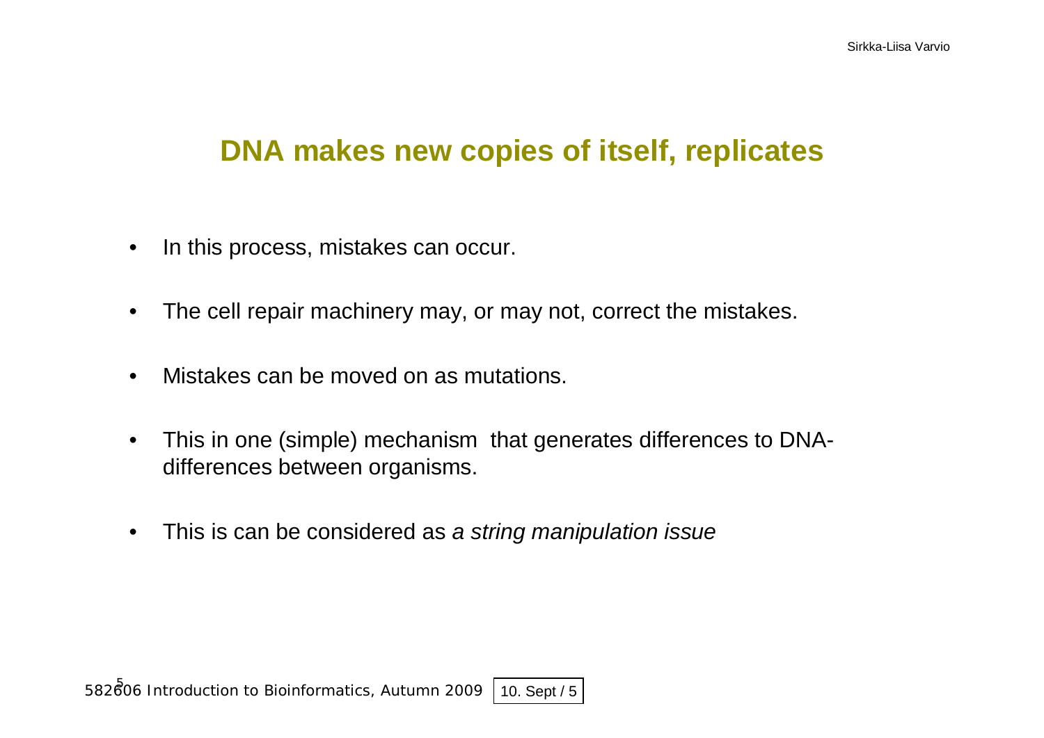## DNA makes new copies of itself, replicates

- In this process, mistakes can occur.
- The cell repair machinery may, or may not, correct the mistakes.
- Mistakes can be moved on as mutations.
- This in one (simple) mechanism that generates differences to DNA-differences between organisms.
- This is can be considered as *a string manipulation issue*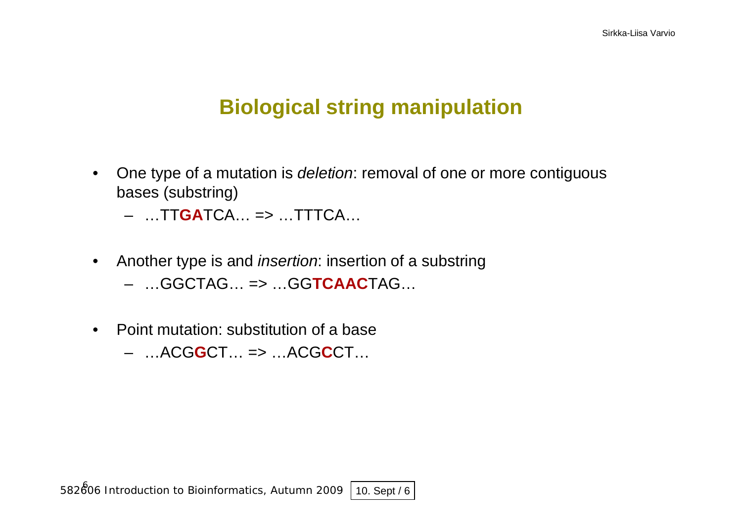# Biological string manipulation

- One type of a mutation is *deletion*: removal of one or more contiguous bases (substring)
  - …TT**GA**TCA… => …TTTCA…
- Another type is and *insertion*: insertion of a substring
  - …GGCTAG… => …GG**TCAAC**TAG…
- Point mutation: substitution of a base
  - …ACG**G**CT… => …ACG**C**CT…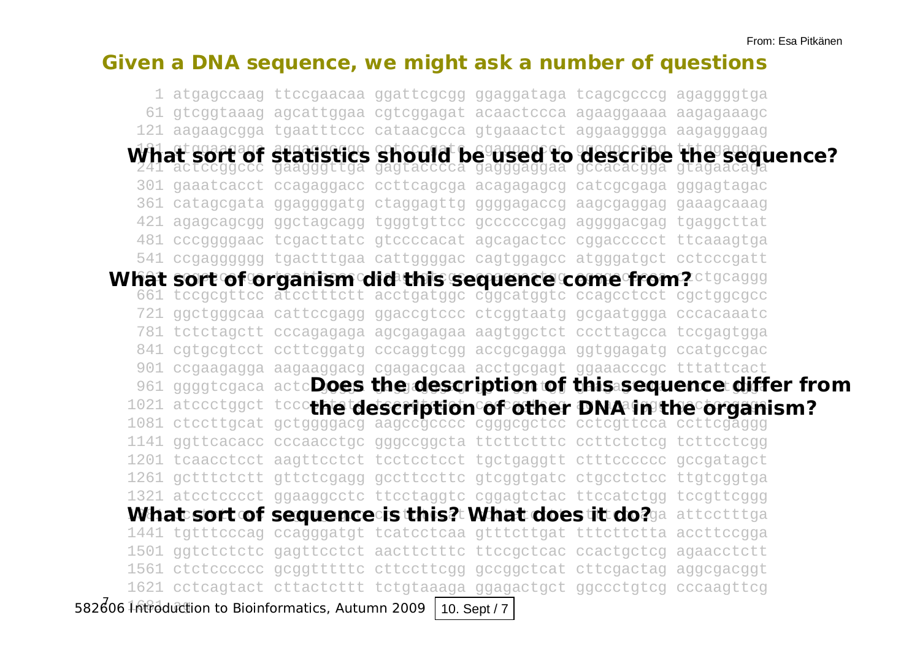From: Esa Pitkänen

# Given a DNA sequence, we might ask a number of questions

```
   1 atgagccaag ttccgaacaa ggattcgcgg ggaggataga tcagcgcccg agaggggtga
  61 gtcggtaaag agcattggaa cgtcggagat acaactccca agaaggaaaa aagagaaagc
 121 aagaagcgga tgaatttccc cataacgcca gtgaaactct aggaagggga aagagggaag
 241 actccggccc gaagggttga gagtacccca gagggaggaa gccacacgga gtagaacaga
 301 gaaatcacct ccagaggacc ccttcagcga acagagagcg catcgcgaga gggagtagac
 361 catagcgata ggagggggatg ctaggagttg ggggagaccg aagcgaggag gaaagcaaag
 421 agagcagcgg ggctagcagg tgggtgttcc gccccccgag aggggacgag tgaggcttat
 481 cccggggaac tcgacttatc gtccccacat agcagactcc cggaccccct ttcaaagtga
 541 ccgagggggg tgactttgaa cattggggac cagtggagcc atgggatgct cctcccgatt
 661 tccgcgttcc atccttttctt acctgatggc cggcatggtc ccagcctcct cgctggcgcc
 721 ggctgggcaa cattccgagg ggaccgtccc ctcggtaatg gcgaatggga cccacaaatc
 781 tctctagctt cccagagaga agcgagagaa aagtggctct cccttagcca tccgagtgga
 841 cgtgcgtcct ccttcggatg cccaggtcgg accgcgagga ggtggagatg ccatgccgac
 901 ccgaagagga aagaaggacg cgagacgcaa acctgcgagt ggaaacccgc tttattcact
 961 ggggtcgaca
1021 atccctggct
1081 ctccttgcat gctggggacg aagccgcccc cggcgctcc cctcgttcca ccttcgaggg
1141 ggttcacacc cccaacctgc gggccggcta ttcttctttc ccttctctcg tcttcctcgg
1201 tcaacctcct aagttcctct tcctcctcct tgctgaggtt ctttcccccc gccgatagct
1261 gctttctctt gttctcgagg gccttccttc gtcggtgatc ctgcctctcc ttgtcggtga
1321 atcctcccct ggaaggcctc ttcctaggtc cggagtctac ttccatctgg tccgttcggg
1441 tgtttcccag ccagggatgt tcatcctcaa gtttcttgat tttcttctta accttccgga
1501 ggtctctctc gagttcctct aacttctttc ttccgctcac ccactgctcg agaacctctt
1561 ctctcccccc gcggtttttc cttccttcgg gccggctcat cttcgactag aggcgacggt
1621 cctcagtact cttactcttt tctgtaaaga ggagactgct ggccctgtcg cccaagttcg
```

**What sort of statistics should be used to describe the sequence?**

**What sort of organism did this sequence come from?**

**Does the description of this sequence differ from the description of other DNA in the organism?**

**What sort of sequence is this? What does it do?**

582606 Introduction to Bioinformatics, Autumn 2009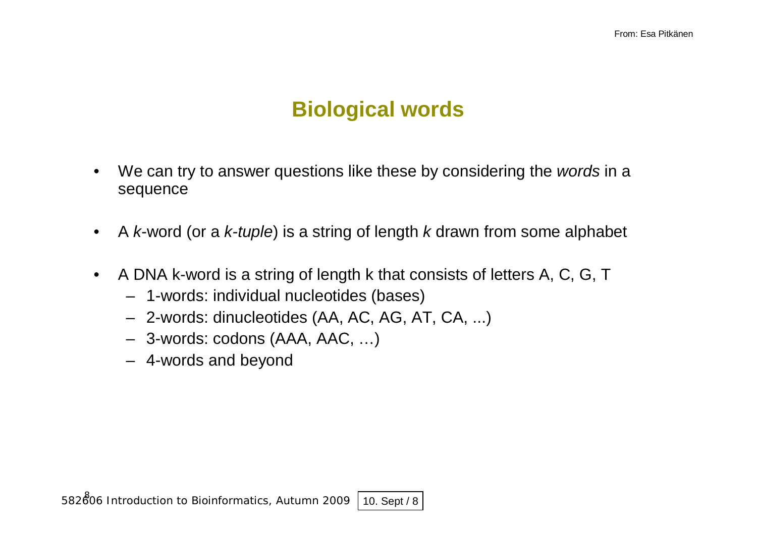From: Esa Pitkänen

# Biological words

- We can try to answer questions like these by considering the *words* in a sequence
- A *k*-word (or a *k-tuple*) is a string of length *k* drawn from some alphabet
- A DNA k-word is a string of length k that consists of letters A, C, G, T
  - 1-words: individual nucleotides (bases)
  - 2-words: dinucleotides (AA, AC, AG, AT, CA, ...)
  - 3-words: codons (AAA, AAC, …)
  - 4-words and beyond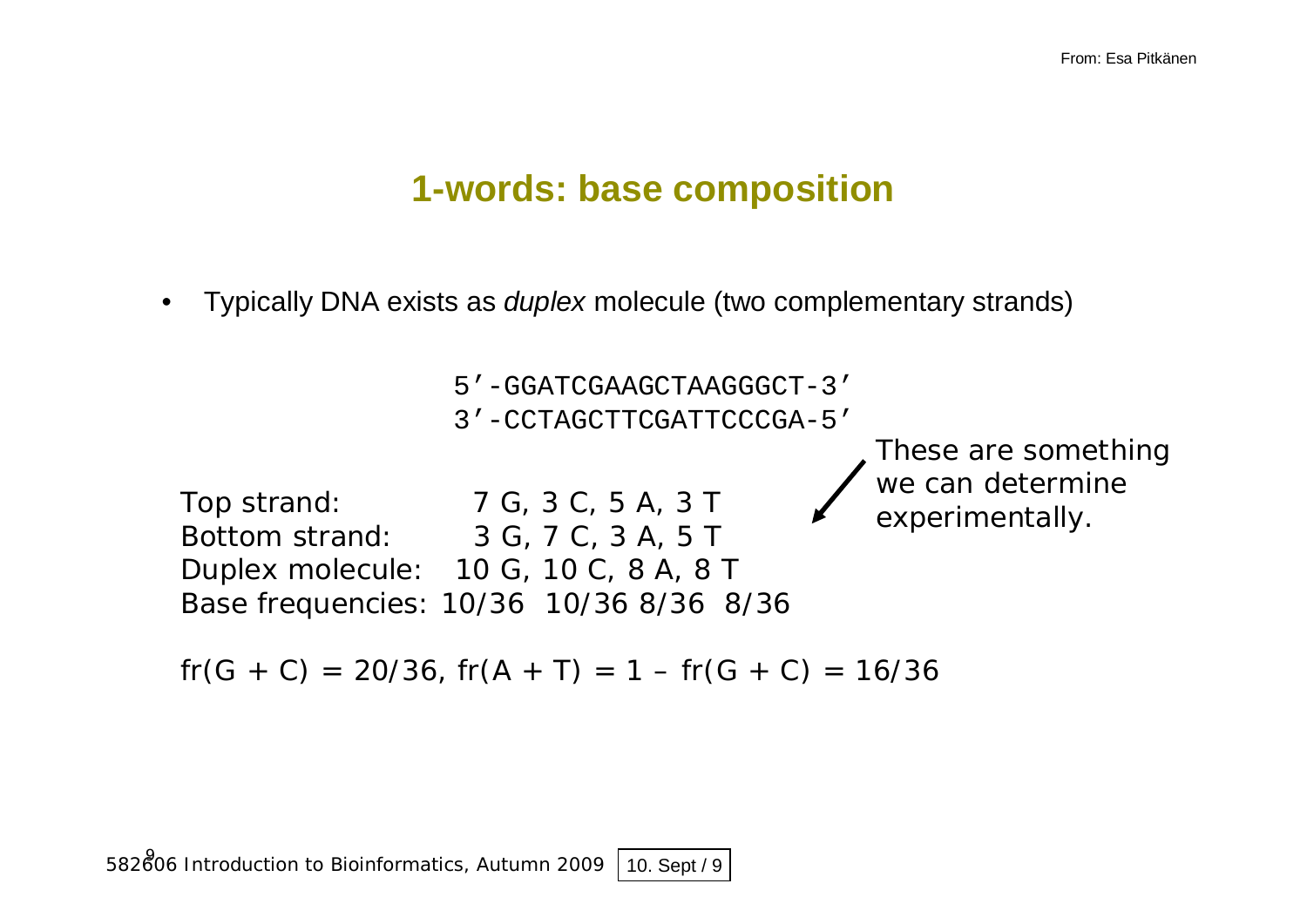# 1-words: base composition

- Typically DNA exists as *duplex* molecule (two complementary strands)

```
5'-GGATCGAAGCTAAGGGCT-3'
3'-CCTAGCTTCGATTCCCGA-5'
```

These are something we can determine experimentally.

```
Top strand:         7 G, 3 C, 5 A, 3 T
Bottom strand:      3 G, 7 C, 3 A, 5 T
Duplex molecule:   10 G, 10 C, 8 A, 8 T
Base frequencies: 10/36  10/36 8/36  8/36
```

fr(G + C) = 20/36, fr(A + T) = 1 – fr(G + C) = 16/36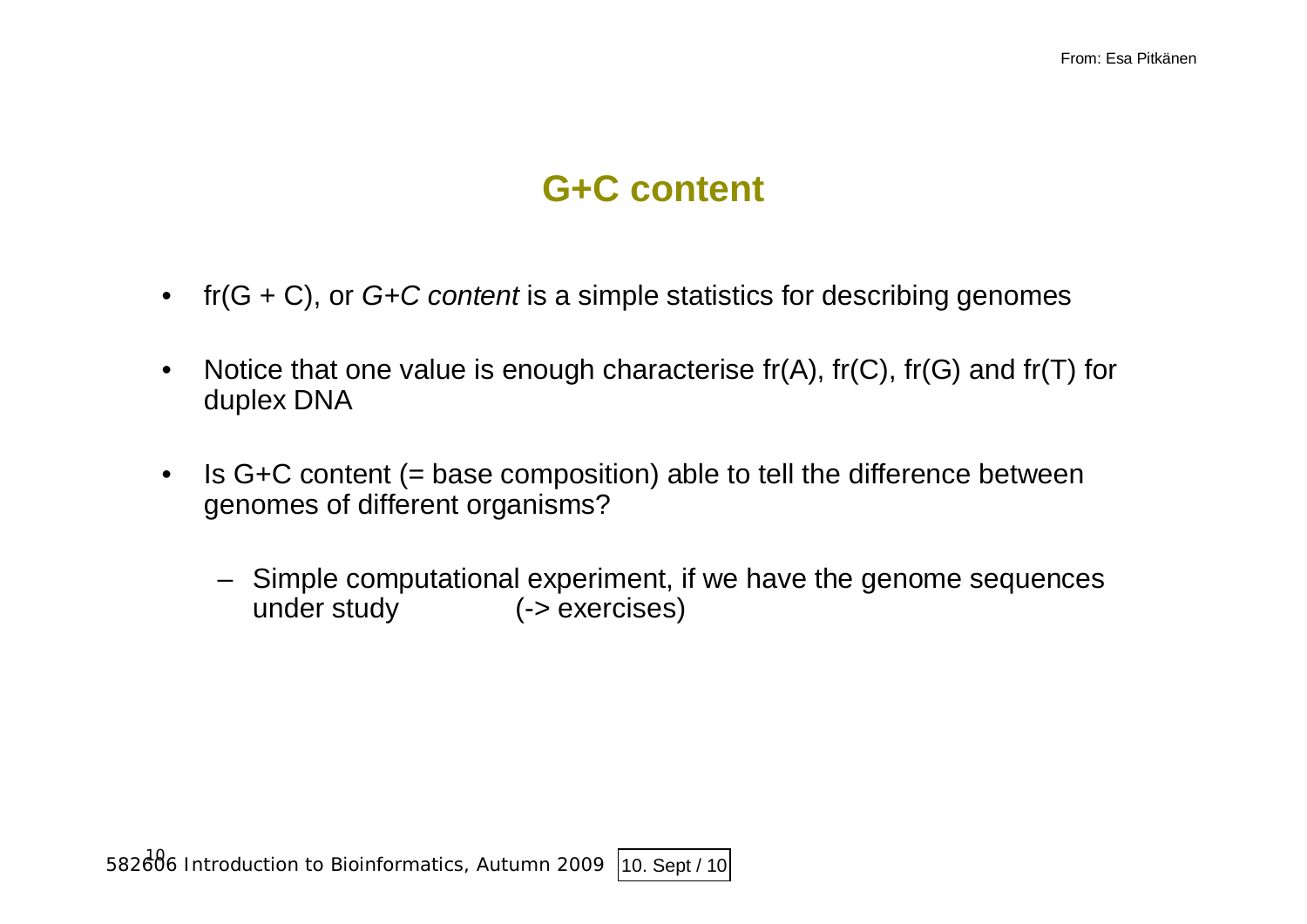# G+C content

- fr(G + C), or *G+C content* is a simple statistics for describing genomes
- Notice that one value is enough characterise fr(A), fr(C), fr(G) and fr(T) for duplex DNA
- Is G+C content (= base composition) able to tell the difference between genomes of different organisms?
  - Simple computational experiment, if we have the genome sequences under study (-> exercises)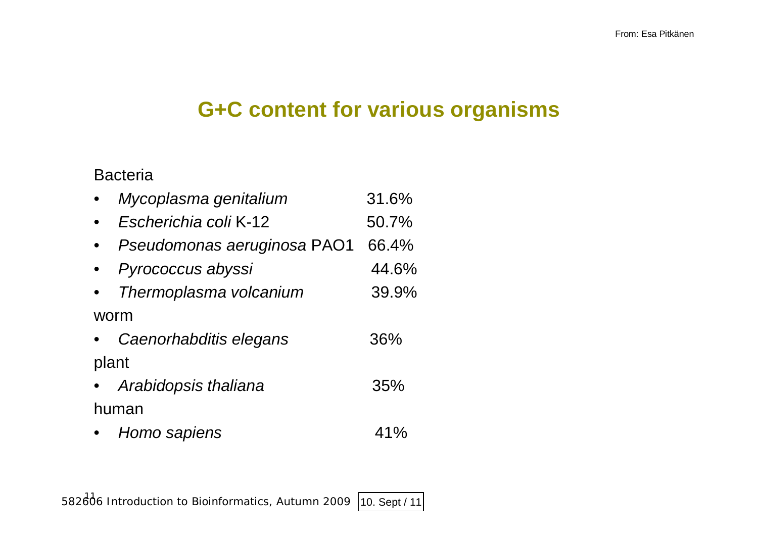From: Esa Pitkänen

# G+C content for various organisms

Bacteria

- *Mycoplasma genitalium* 31.6%
- *Escherichia coli* K-12 50.7%
- *Pseudomonas aeruginosa* PAO1 66.4%
- *Pyrococcus abyssi* 44.6%
- *Thermoplasma volcanium* 39.9%

worm

- *Caenorhabditis elegans* 36%

plant

- *Arabidopsis thaliana* 35%

human

- *Homo sapiens* 41%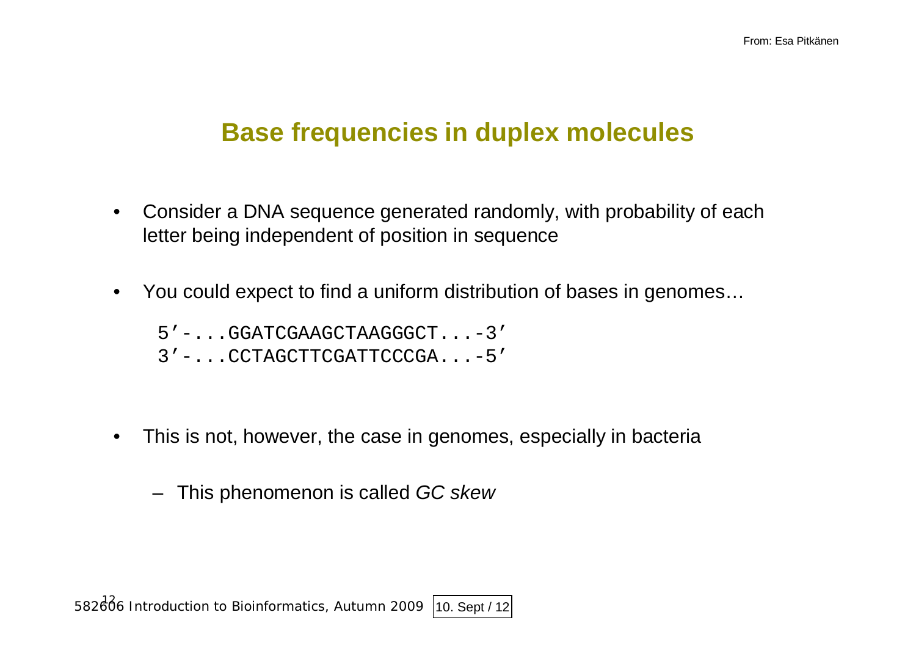## Base frequencies in duplex molecules

- Consider a DNA sequence generated randomly, with probability of each letter being independent of position in sequence
- You could expect to find a uniform distribution of bases in genomes…

```
5'-...GGATCGAAGCTAAGGGCT...-3'
3'-...CCTAGCTTCGATTCCCGA...-5'
```

- This is not, however, the case in genomes, especially in bacteria
  - This phenomenon is called *GC skew*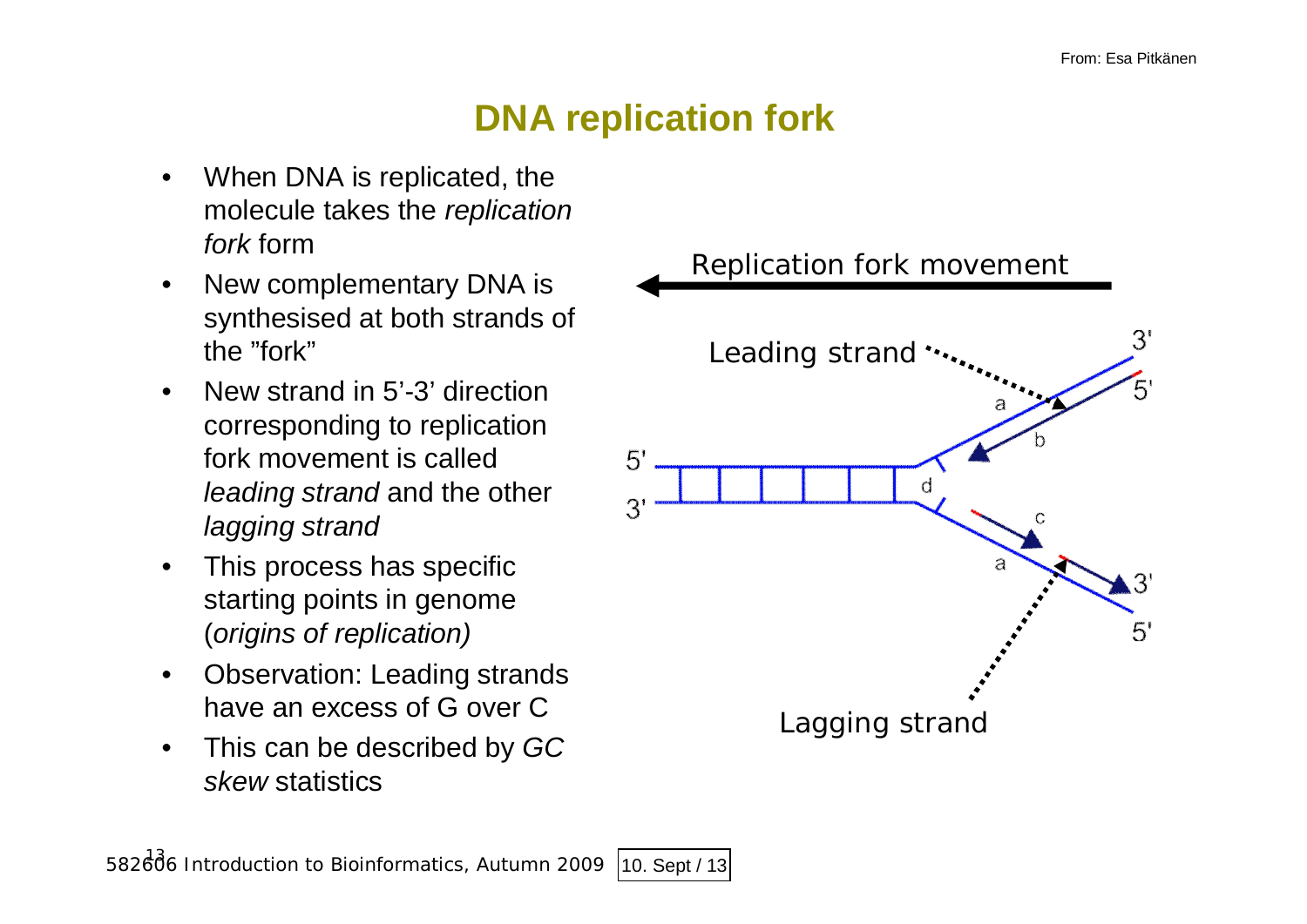# DNA replication fork

- When DNA is replicated, the molecule takes the *replication fork* form
- New complementary DNA is synthesised at both strands of the ”fork”
- New strand in 5’-3’ direction corresponding to replication fork movement is called *leading strand* and the other *lagging strand*
- This process has specific starting points in genome (*origins of replication)*
- Observation: Leading strands have an excess of G over C
- This can be described by *GC skew* statistics

Replication fork movement

Leading strand

Lagging strand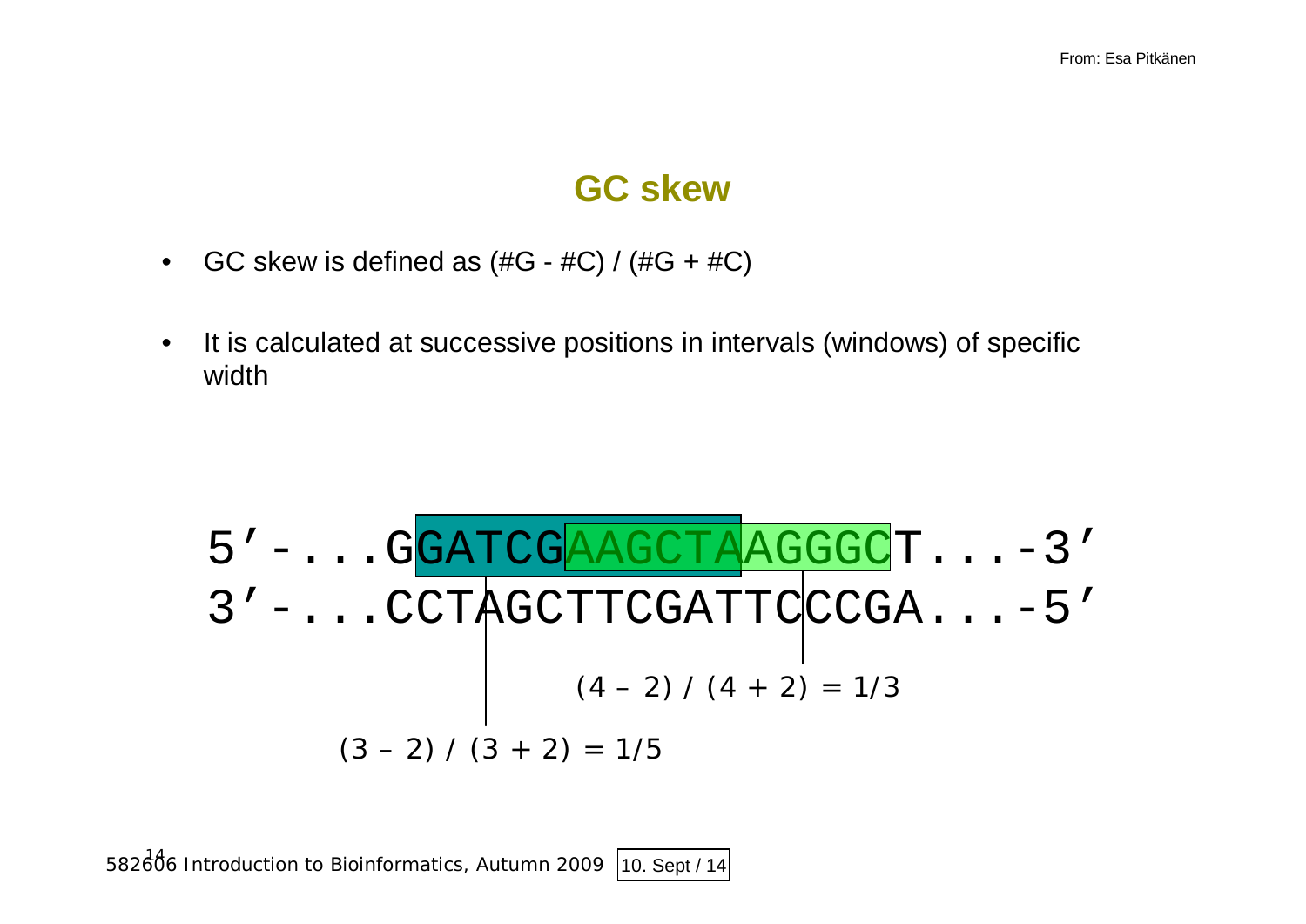## GC skew

- GC skew is defined as (#G - #C) / (#G + #C)
- It is calculated at successive positions in intervals (windows) of specific width

```
5'-...GGATCGAAGCTAAGGGCT...-3'
3'-...CCTAGCTTCGATTCCCGA...-5'
```

(4 – 2) / (4 + 2) = 1/3

(3 – 2) / (3 + 2) = 1/5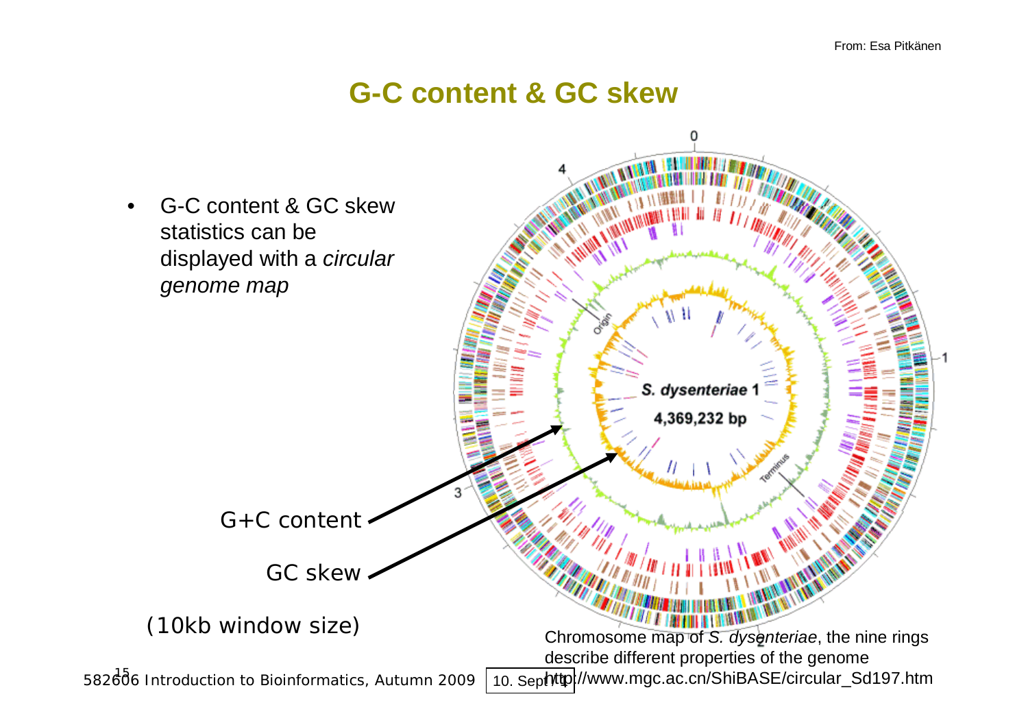From: Esa Pitkänen

# G-C content & GC skew

- G-C content & GC skew statistics can be displayed with a *circular genome map*

G+C content

GC skew

(10kb window size)

Chromosome map of *S. dysenteriae*, the nine rings describe different properties of the genome

http://www.mgc.ac.cn/ShiBASE/circular_Sd197.htm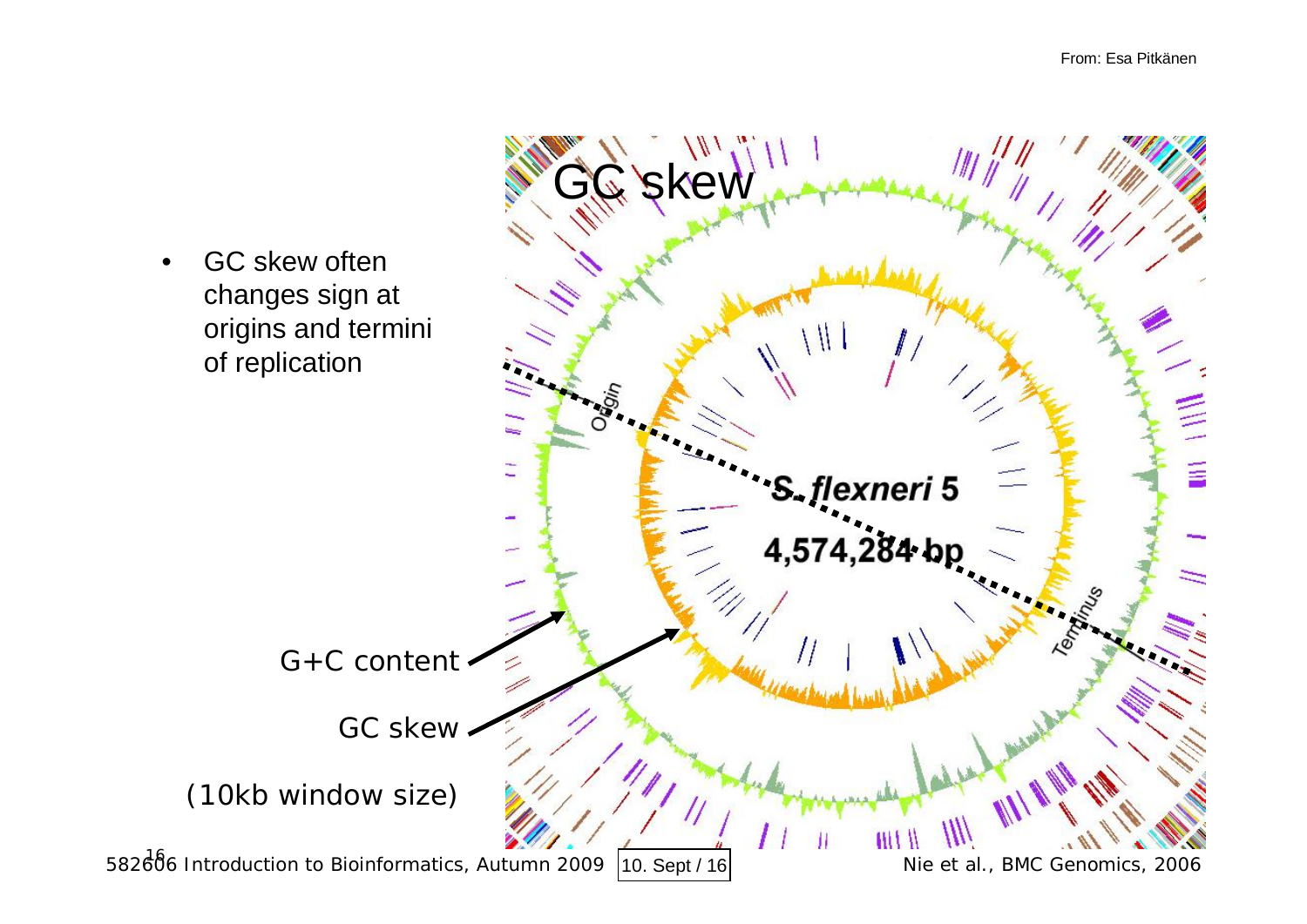# GC skew

- GC skew often changes sign at origins and termini of replication

G+C content

GC skew

(10kb window size)

Origin

Terminus

*S. flexneri* 5

4,574,284 bp

Nie et al., BMC Genomics, 2006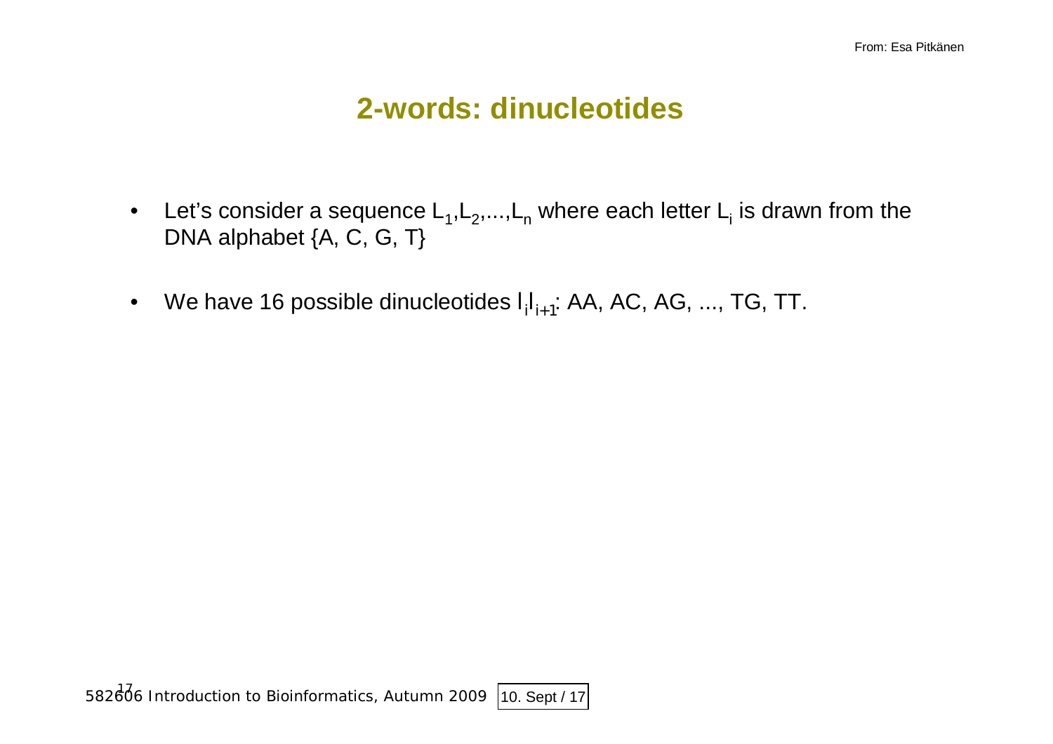# 2-words: dinucleotides

- Let's consider a sequence $L_1, L_2, ..., L_n$ where each letter $L_i$ is drawn from the DNA alphabet {A, C, G, T}
- We have 16 possible dinucleotides $l_i l_{i+1}$: AA, AC, AG, ..., TG, TT.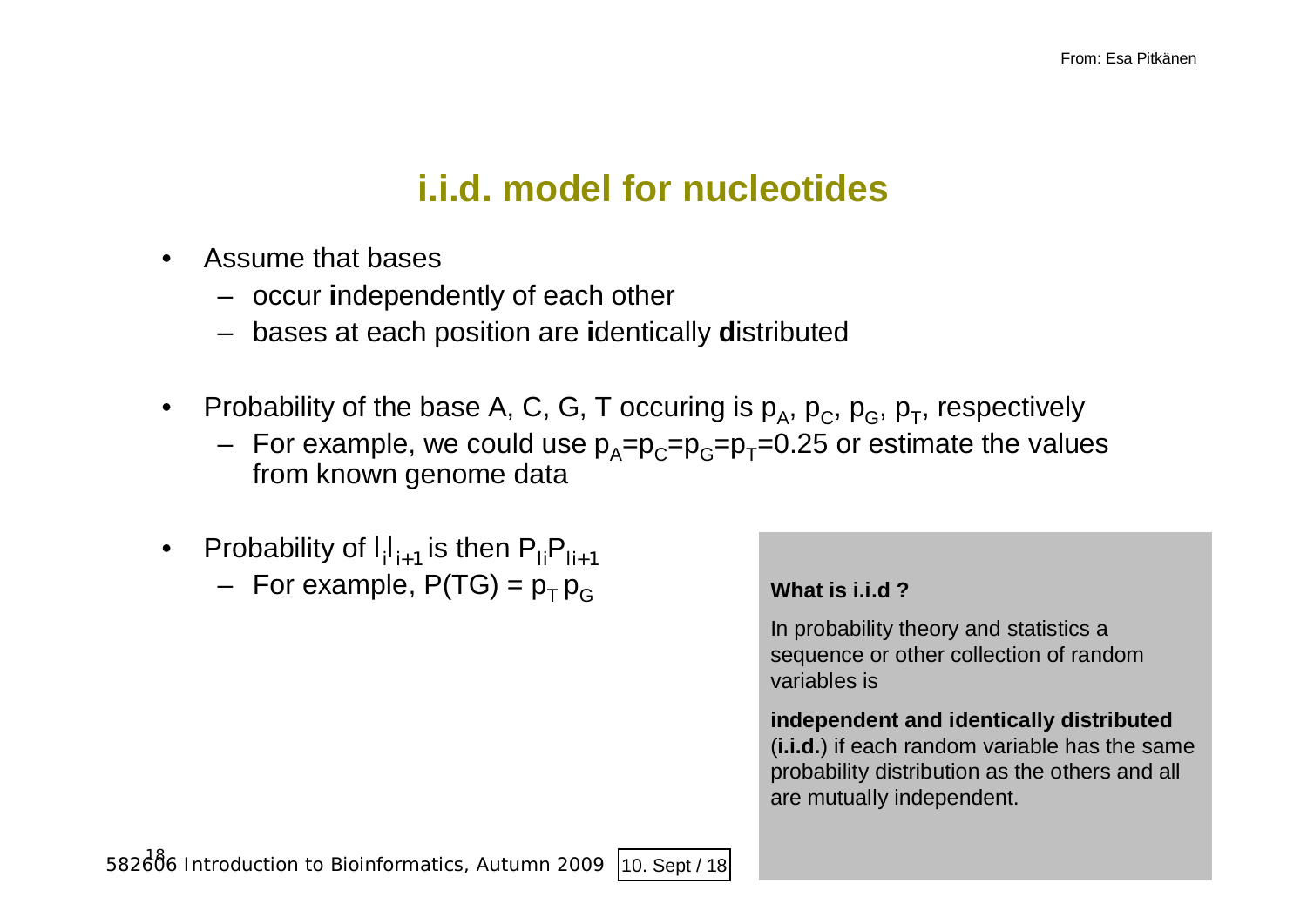# i.i.d. model for nucleotides

- Assume that bases
  - occur **i**ndependently of each other
  - bases at each position are **i**dentically **d**istributed

- Probability of the base A, C, G, T occuring is $p_A$, $p_C$, $p_G$, $p_T$, respectively
  - For example, we could use $p_A$=$p_C$=$p_G$=$p_T$=0.25 or estimate the values from known genome data

- Probability of $l_i l_{i+1}$ is then $P_{li} P_{li+1}$
  - For example, $P(TG) = p_T\, p_G$

**What is i.i.d ?**

In probability theory and statistics a sequence or other collection of random variables is

**independent and identically distributed** (**i.i.d.**) if each random variable has the same probability distribution as the others and all are mutually independent.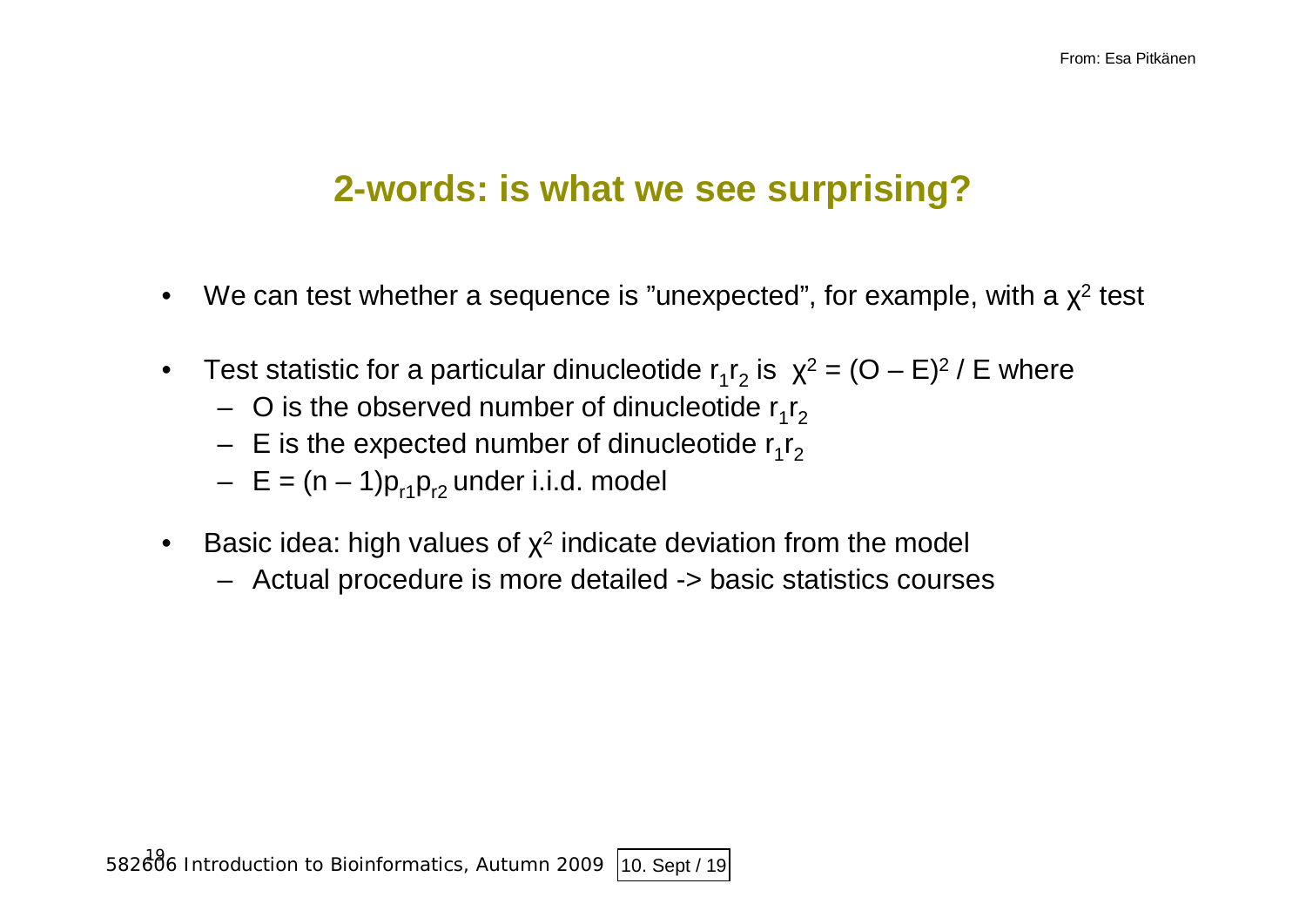## 2-words: is what we see surprising?

- We can test whether a sequence is "unexpected", for example, with a $\chi^2$ test
- Test statistic for a particular dinucleotide $r_1r_2$ is $\chi^2 = (O - E)^2 / E$ where
  - O is the observed number of dinucleotide $r_1r_2$
  - E is the expected number of dinucleotide $r_1r_2$
  - $E = (n - 1)p_{r1}p_{r2}$ under i.i.d. model
- Basic idea: high values of $\chi^2$ indicate deviation from the model
  - Actual procedure is more detailed -> basic statistics courses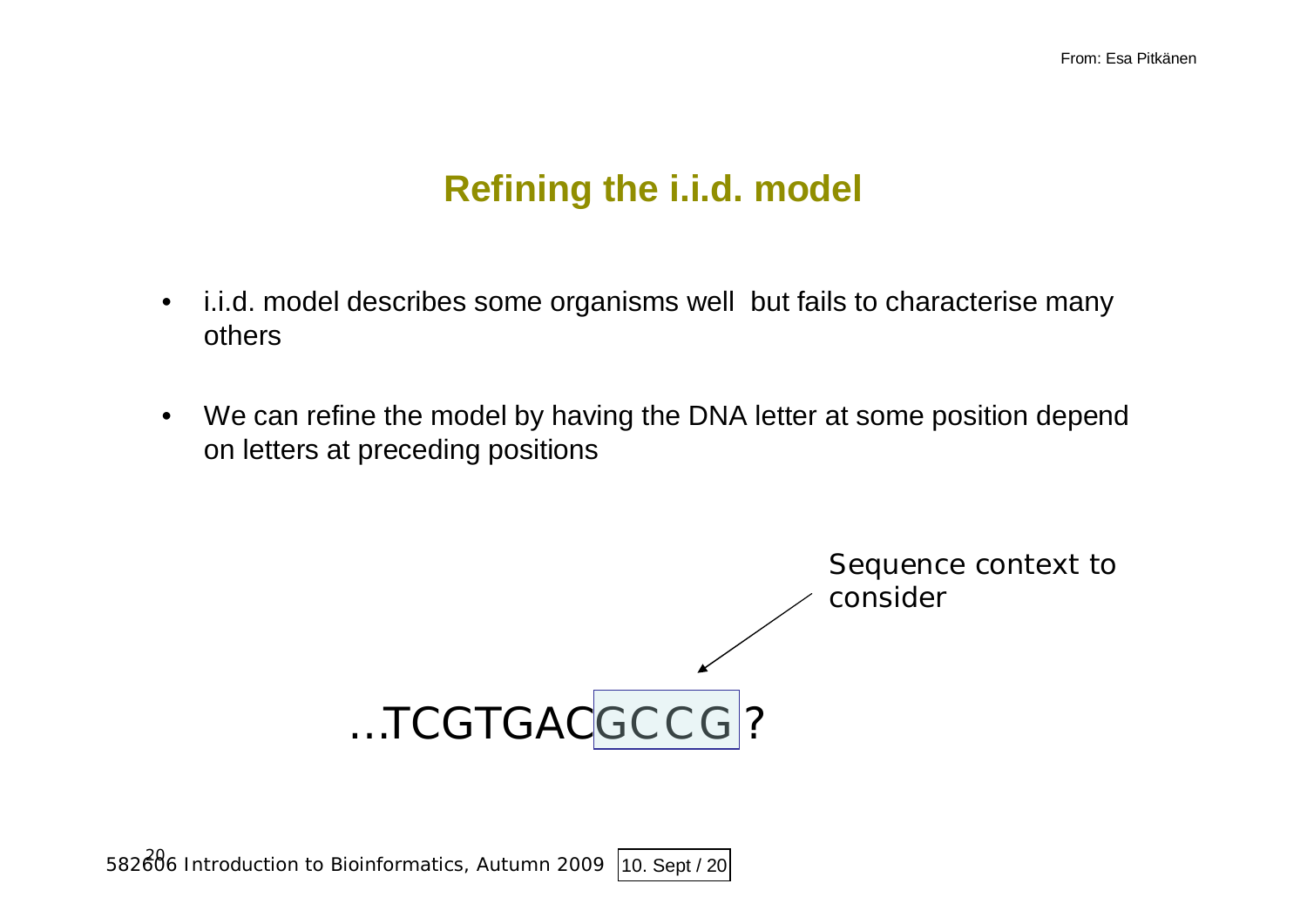## Refining the i.i.d. model

- i.i.d. model describes some organisms well but fails to characterise many others
- We can refine the model by having the DNA letter at some position depend on letters at preceding positions

Sequence context to consider

...TCGTGACGCCG ?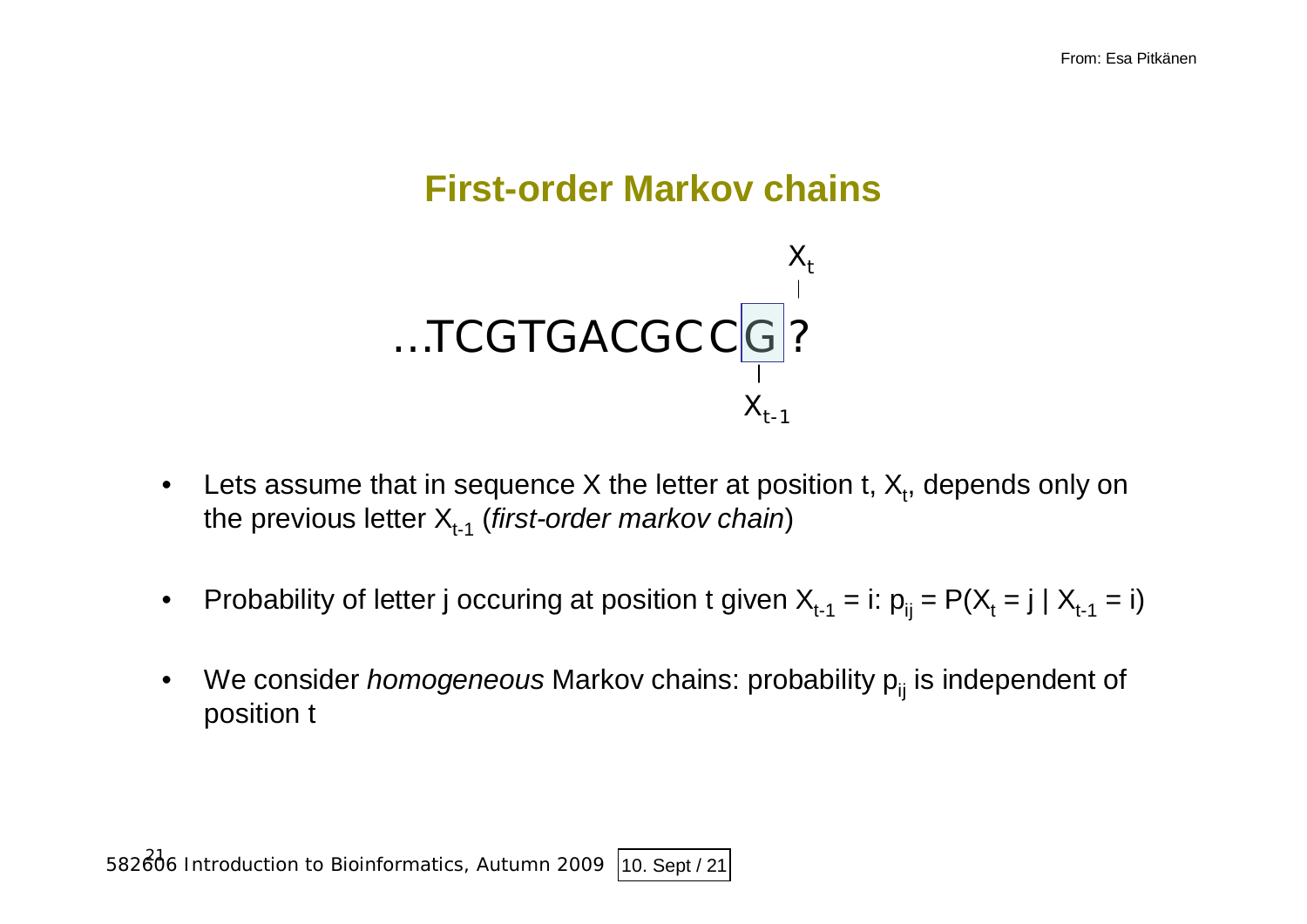## First-order Markov chains

$X_t$

...TCGTGACGCCG ?

$X_{t-1}$

- Lets assume that in sequence X the letter at position t, $X_t$, depends only on the previous letter $X_{t-1}$ (*first-order markov chain*)
- Probability of letter j occuring at position t given $X_{t-1}$ = i: $p_{ij} = P(X_t = j \mid X_{t-1} = i)$
- We consider *homogeneous* Markov chains: probability $p_{ij}$ is independent of position t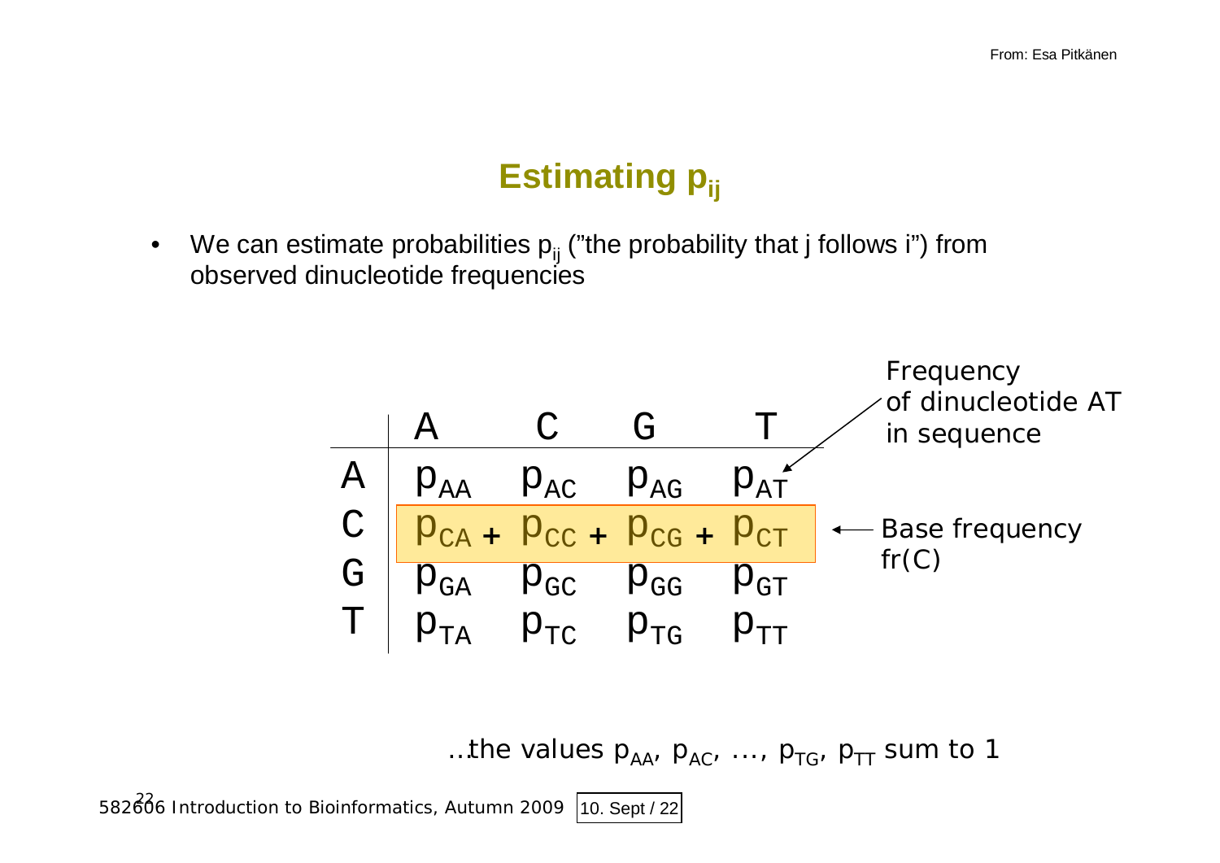From: Esa Pitkänen

# Estimating $p_{ij}$

- We can estimate probabilities $p_{ij}$ ("the probability that j follows i") from observed dinucleotide frequencies

| | A | C | G | T |
|---|---|---|---|---|
| A | $p_{AA}$ | $p_{AC}$ | $p_{AG}$ | $p_{AT}$ |
| C | $p_{CA}$ + | $p_{CC}$ + | $p_{CG}$ + | $p_{CT}$ |
| G | $p_{GA}$ | $p_{GC}$ | $p_{GG}$ | $p_{GT}$ |
| T | $p_{TA}$ | $p_{TC}$ | $p_{TG}$ | $p_{TT}$ |

Frequency of dinucleotide AT in sequence ($p_{AT}$)

Base frequency fr(C) ($p_{CA} + p_{CC} + p_{CG} + p_{CT}$)

…the values $p_{AA}$, $p_{AC}$, …, $p_{TG}$, $p_{TT}$ sum to 1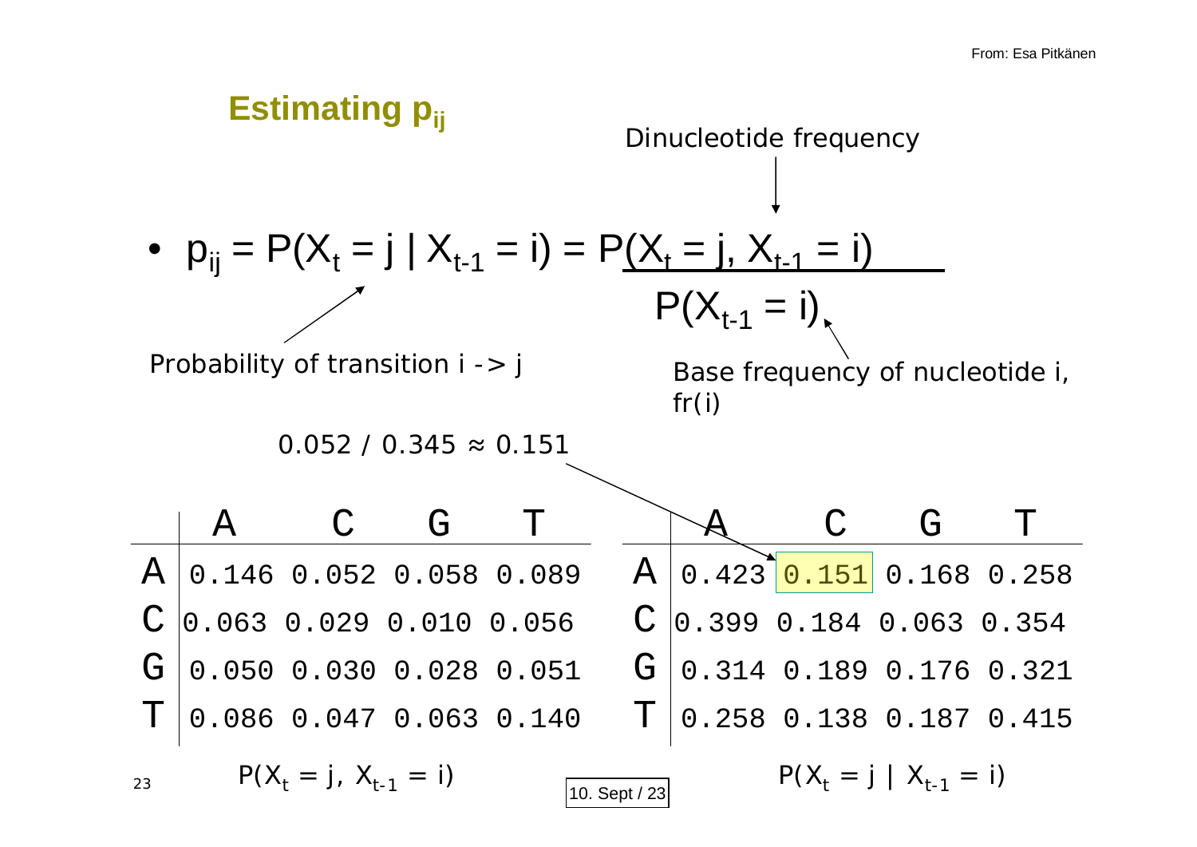From: Esa Pitkänen

## Estimating $p_{ij}$

Dinucleotide frequency

- $$p_{ij} = P(X_t = j \mid X_{t-1} = i) = \frac{P(X_t = j, X_{t-1} = i)}{P(X_{t-1} = i)}$$

Probability of transition i -> j

Base frequency of nucleotide i, fr(i)

$0.052 / 0.345 \approx 0.151$

|   | A | C | G | T |
|---|---|---|---|---|
| A | 0.146 | 0.052 | 0.058 | 0.089 |
| C | 0.063 | 0.029 | 0.010 | 0.056 |
| G | 0.050 | 0.030 | 0.028 | 0.051 |
| T | 0.086 | 0.047 | 0.063 | 0.140 |

$P(X_t = j, X_{t-1} = i)$

|   | A | C | G | T |
|---|---|---|---|---|
| A | 0.423 | 0.151 | 0.168 | 0.258 |
| C | 0.399 | 0.184 | 0.063 | 0.354 |
| G | 0.314 | 0.189 | 0.176 | 0.321 |
| T | 0.258 | 0.138 | 0.187 | 0.415 |

$P(X_t = j \mid X_{t-1} = i)$

10. Sept / 23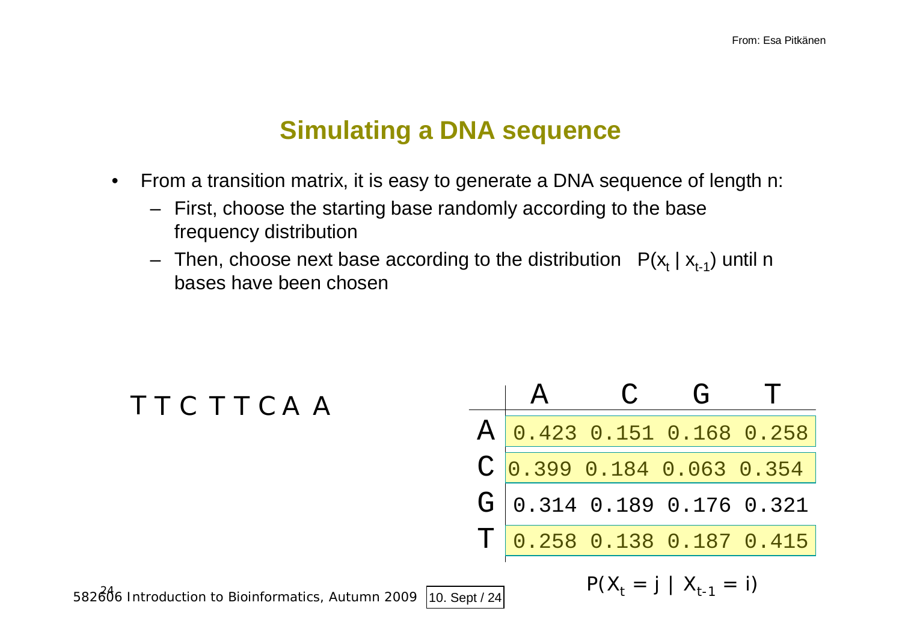## Simulating a DNA sequence

- From a transition matrix, it is easy to generate a DNA sequence of length n:
  - First, choose the starting base randomly according to the base frequency distribution
  - Then, choose next base according to the distribution $P(x_t \mid x_{t-1})$ until n bases have been chosen

T T C T T C A A

| | A | C | G | T |
|---|---|---|---|---|
| A | 0.423 | 0.151 | 0.168 | 0.258 |
| C | 0.399 | 0.184 | 0.063 | 0.354 |
| G | 0.314 | 0.189 | 0.176 | 0.321 |
| T | 0.258 | 0.138 | 0.187 | 0.415 |

$P(X_t = j \mid X_{t-1} = i)$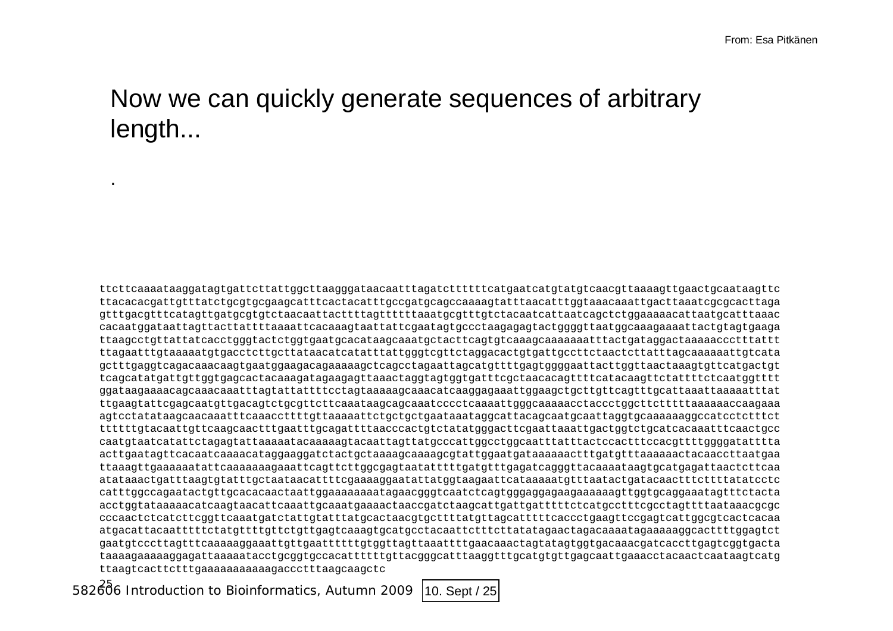From: Esa Pitkänen

# Now we can quickly generate sequences of arbitrary length...

.

```
ttcttcaaaataaggatagtgattcttattggcttaagggataacaatttagatctttttcatgaatcatgtatgtcaacgttaaaagttgaactgcaataagttc
ttacacacgattgtttatctgcgtgcgaagcatttcactacatttgccgatgcagccaaaagtatttaacatttggtaaacaaattgacttaaatcgcgcacttaga
gtttgacgtttcatagttgatgcgtgtctaacaattacttttagtttttttaaatgcgtttgtctacaatcattaatcagctctggaaaaacattaatgcatttaaac
cacaatggataattagttacttattttaaaattcacaaagtaattattcgaatagtgccctaagagagtactggggttaatggcaaagaaaattactgtagtgaaga
ttaagcctgttattatcacctgggtactctggtgaatgcacataagcaaatgctacttcagtgtcaaagcaaaaaaatttactgataggactaaaaacccttattt
ttagaatttgtaaaaatgtgacctcttgcttataacatcatatttattgggtcgttctaggacactgtgattgccttctaactcttatttagcaaaaaattgtcata
gctttgaggtcagacaaacaagtgaatggaagacagaaaaagctcagcctagaattagcatgttttgagtggggaattacttggttaactaaagtgttcatgactgt
tcagcatatgattgttggtgagcactacaaagatagaagagttaaactaggtagtggtgatttcgctaacacagttttcatacaagttctattttctcaatggtttt
ggataagaaaacagcaaacaaatttagtattattttcctagtaaaaagcaaacatcaaggagaaattggaagctgcttgttcagtttgcattaaattaaaaatttat
ttgaagtattcgagcaatgttgacagtctgcgttcttcaaataagcagcaaatcccctcaaaattgggcaaaaacctaccctggcttctttttaaaaaaccaagaaa
agtcctatataagcaacaaatttcaaaccttttgttaaaaattctgctgctgaataaataggcattacagcaatgcaattaggtgcaaaaaaggccatcctctttct
ttttttgtacaattgttcaagcaactttgaatttgcagattttaacccactgtctatatgggacttcgaattaaattgactggtctgcatcacaaatttcaactgcc
caatgtaatcatattctagagtattaaaaatacaaaaagtacaattagttatgcccattggcctggcaatttatttactccactttccacgttttggggatatttta
acttgaatagttcacaatcaaaacataggaaggatctactgctaaaagcaaaagcgtattggaatgataaaaaactttgatgtttaaaaaactacaaccttaatgaa
ttaaagttgaaaaaatattcaaaaaaagaaattcagttcttggcgagtaatatttttgatgtttgagatcagggttacaaaataagtgcatgagattaactcttcaa
atataaactgatttaagtgtatttgctaataacattttcgaaaaggaatattatggtaagaattcataaaaatgtttaatactgatacaactttcttttatatcctc
catttggccagaatactgttgcacacaactaattggaaaaaaaaatagaacgggtcaatctcagtgggaggagaagaaaaaagttggtgcaggaaatagtttctacta
acctggtataaaaacatcaagtaacattcaaattgcaaatgaaaactaaccgatctaagcattgattgatttttctcatgcctttcgcctagttttaataaacgcgc
cccaactctcatcttcggttcaaatgatctattgtatttatgcactaacgtgcttttatgttagcatttttcaccctgaagttccgagtcattggcgtcactcacaa
atgacattacaatttttctatgttttgttctgttgagtcaaagtgcatgcctacaattctttcttatatagaactagacaaaatagaaaaaggcacttttggagtct
gaatgtcccttagtttcaaaaaggaaattgttgaattttttgtggttagttaaattttgaacaaactagtatagtggtgacaaacgatcaccttgagtcggtgacta
taaaagaaaaaggagattaaaaatacctgcggtgccacattttttgttacgggcatttaaggtttgcatgtgttgagcaattgaaacctacaactcaataagtcatg
ttaagtcacttctttgaaaaaaaaaaaagaccctttaagcaagctc
```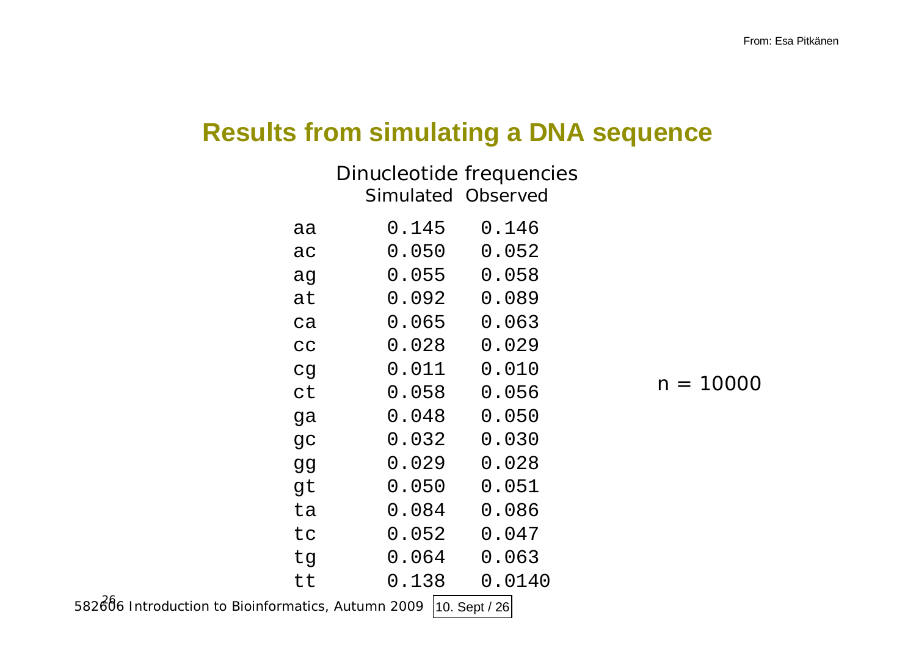From: Esa Pitkänen

# Results from simulating a DNA sequence

Dinucleotide frequencies

| | Simulated | Observed |
|---|---|---|
| aa | 0.145 | 0.146 |
| ac | 0.050 | 0.052 |
| ag | 0.055 | 0.058 |
| at | 0.092 | 0.089 |
| ca | 0.065 | 0.063 |
| cc | 0.028 | 0.029 |
| cg | 0.011 | 0.010 |
| ct | 0.058 | 0.056 |
| ga | 0.048 | 0.050 |
| gc | 0.032 | 0.030 |
| gg | 0.029 | 0.028 |
| gt | 0.050 | 0.051 |
| ta | 0.084 | 0.086 |
| tc | 0.052 | 0.047 |
| tg | 0.064 | 0.063 |
| tt | 0.138 | 0.0140 |

n = 10000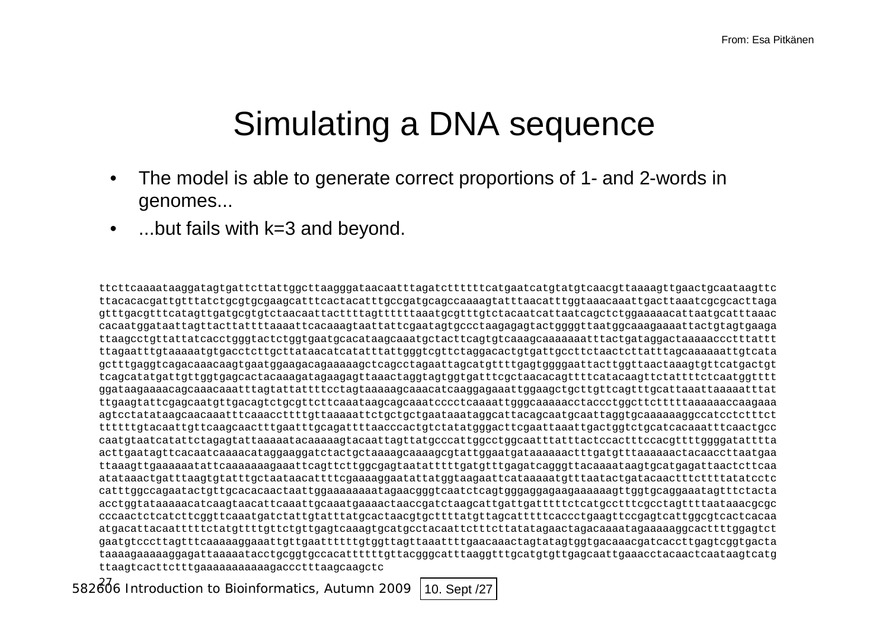From: Esa Pitkänen

# Simulating a DNA sequence

- The model is able to generate correct proportions of 1- and 2-words in genomes...
- ...but fails with k=3 and beyond.

```
ttcttcaaaataaggatagtgattcttattggcttaagggataacaatttagatctttttttcatgaatcatgtatgtcaacgttaaaagttgaactgcaataagttc
ttacacacgattgtttatctgcgtgcgaagcatttcactacatttgccgatgcagccaaaagtatttaacatttggtaaacaaattgacttaaatcgcgcacttaga
gtttgacgtttcatagttgatgcgtgtctaacaattacttttagttttttaaatgcgtttgtctacaatcattaatcagctctggaaaaacattaatgcatttaaac
cacaatggataattagttacttattttaaaattcacaaagtaattattcgaatagtgccctaagagagtactggggttaatggcaaagaaaattactgtagtgaaga
ttaagcctgttattatcacctgggtactctggtgaatgcacataagcaaatgctacttcagtgtcaaagcaaaaaaatttactgataggactaaaaccccttttattt
ttagaatttgtaaaaatgtgacctcttgcttataacatcatatttattgggtcgttctaggacactgtgattgccttctaactcttatttagcaaaaaattgtcata
gctttgaggtcagacaaacaagtgaatggaagacagaaaaagctcagcctagaattagcatgttttgagtggggaattacttggttaactaaagtgttcatgactgt
tcagcatatgattgttggtgagcactacaaagatagaagagttaaactaggtagtggtgatttcgctaacacagttttcatacaagttctattttctcaatggtttt
ggataagaaaacagcaaacaaatttagtattattttcctagtaaaaagcaaacatcaaggagaaattggaagctgcttgttcagtttgcattaaattaaaaatttat
ttgaagtattcgagcaatgttgacagtctgcgttcttcaaataagcagcaaatcccctcaaaattgggcaaaaacctaccctggcttctttttaaaaaaccaagaaa
agtcctatataagcaacaaatttcaaaccttttgttaaaaattctgctgctgaataaataggcattacagcaatgcaattaggtgcaaaaaaaggccatcctctttct
ttttttgtacaattgttcaagcaactttgaatttgcagattttaacccactgtctatatgggacttcgaattaaattgactggtctgcatcacaaatttcaactgcc
caatgtaatcatattctagagtattaaaaatacaaaaagtacaattagttatgcccattggcctggcaatttatttactccactttccacgttttggggatatttta
acttgaatagttcacaatcaaaacataggaaggatctactgctaaaagcaaaagcgtattggaatgataaaaaactttgatgtttaaaaaactacaaccttaatgaa
ttaaagttgaaaaaatattcaaaaaaagaaattcagttcttggcgagtaatatttttgatgtttgagatcagggttacaaaataagtgcatgagattaactcttcaa
atataaactgatttaagtgtatttgctaataacattttcgaaaaggaatattatggtaagaattcataaaaatgtttaatactgatacaactttcttttatatcctc
catttggccagaatactgttgcacacaactaattggaaaaaaaaatagaacgggtcaatctcagtgggaggagaagaaaaaagttggtgcaggaaatagtttctacta
acctggtataaaaacatcaagtaacattcaaattgcaaatgaaaactaaccgatctaagcattgattgatttttctcatgcctttcgcctagttttaataaacgcgc
cccaactctcatcttcggttcaaatgatctattgtatttatgcactaacgtgcttttatgttagcatttttcaccctgaagttccgagtcattggcgtcactcacaa
atgacattacaatttttctatgttttgttctgttgagtcaaagtgcatgcctacaattctttctttatatagaactagacaaaatagaaaaaggcacttttggagtct
gaatgtcccttagtttcaaaaaggaaattgttgaattttttgtggttagttaaattttgaacaaactagtatagtggtgacaaacgatcaccttgagtcggtgacta
taaaagaaaaaggagattaaaaatacctgcggtgccacattttttgttacgggcatttaaggtttgcatgtgttgagcaattgaaacctacaactcaataagtcatg
ttaagtcacttctttgaaaaaaaaaaagaccctttaagcaagctc
```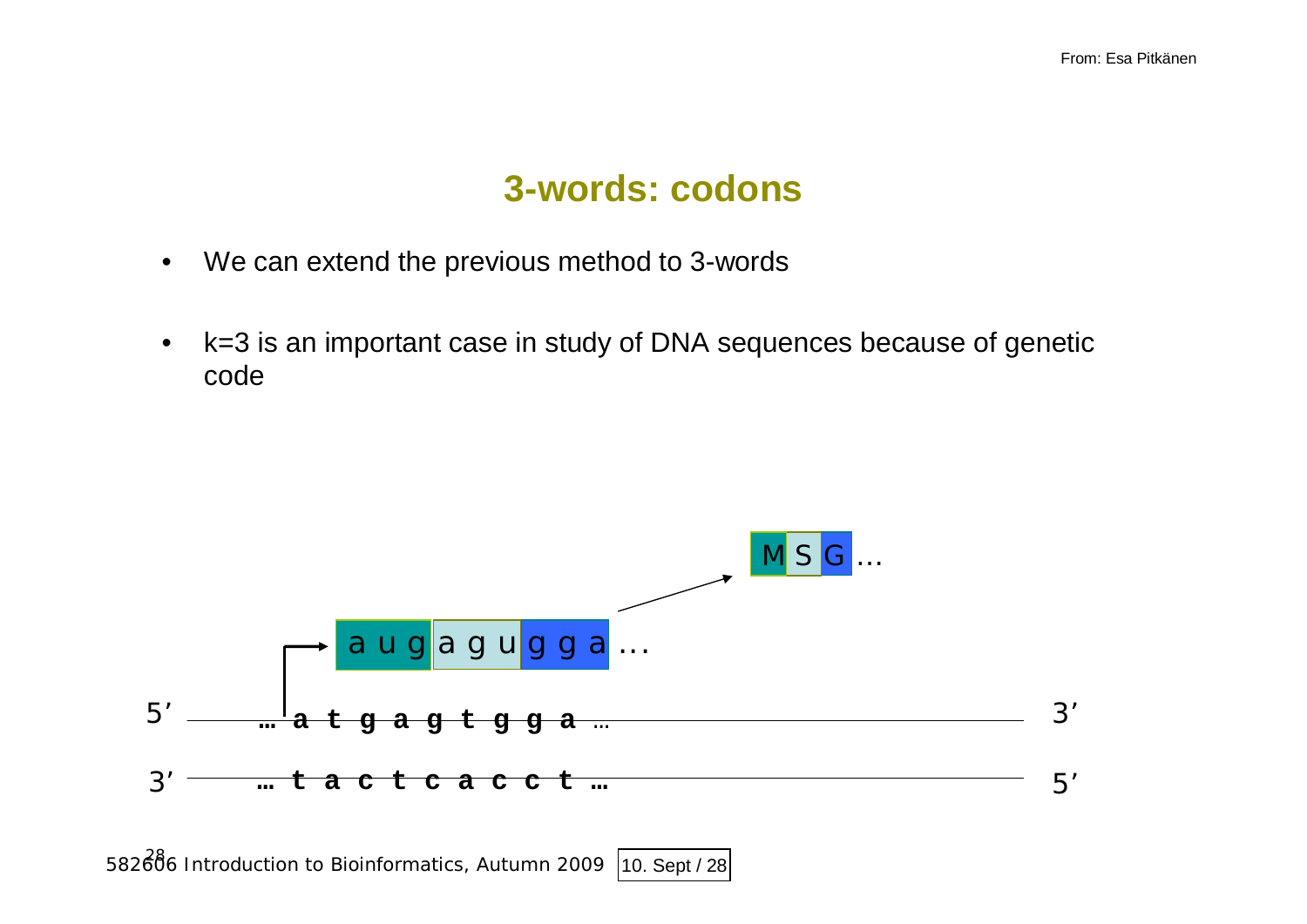# 3-words: codons

- We can extend the previous method to 3-words
- k=3 is an important case in study of DNA sequences because of genetic code

M S G …

a u g a g u g g a …

5' … a t g a g t g g a … 3'

3' … t a c t c a c c t … 5'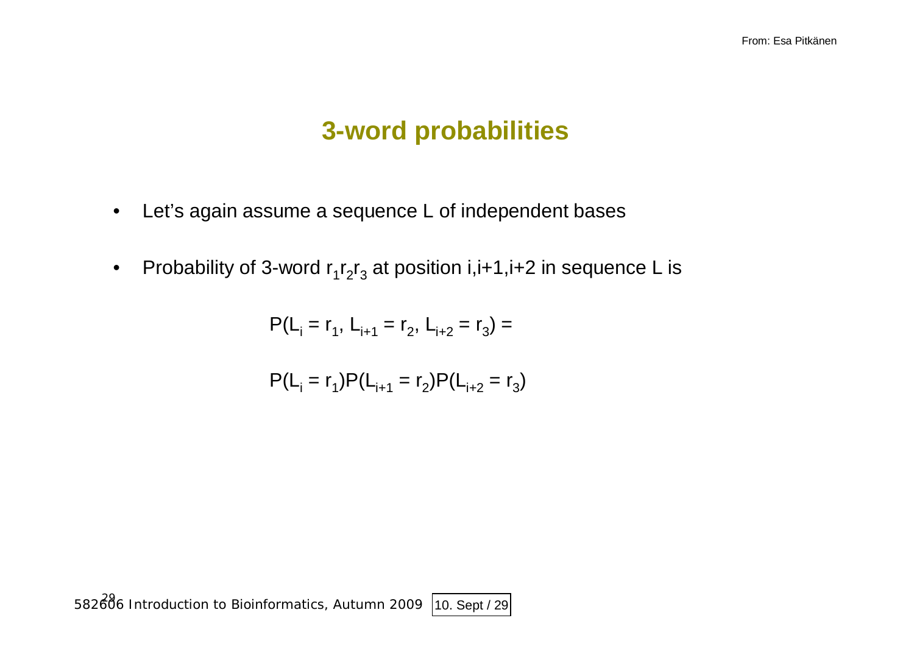# 3-word probabilities

- Let's again assume a sequence L of independent bases

- Probability of 3-word $r_1r_2r_3$ at position i,i+1,i+2 in sequence L is

$$P(L_i = r_1, L_{i+1} = r_2, L_{i+2} = r_3) =$$

$$P(L_i = r_1)P(L_{i+1} = r_2)P(L_{i+2} = r_3)$$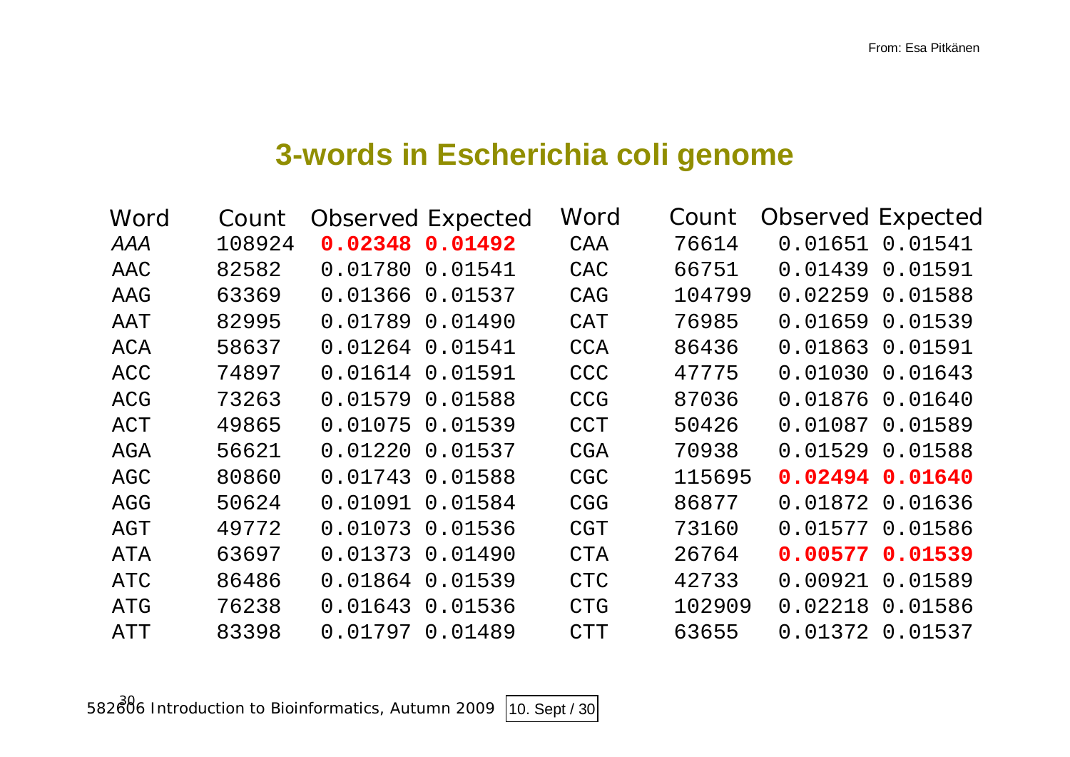From: Esa Pitkänen

# 3-words in Escherichia coli genome

| Word | Count | Observed | Expected | Word | Count | Observed | Expected |
|---|---|---|---|---|---|---|---|
| *AAA* | 108924 | **0.02348** | **0.01492** | CAA | 76614 | 0.01651 | 0.01541 |
| AAC | 82582 | 0.01780 | 0.01541 | CAC | 66751 | 0.01439 | 0.01591 |
| AAG | 63369 | 0.01366 | 0.01537 | CAG | 104799 | 0.02259 | 0.01588 |
| AAT | 82995 | 0.01789 | 0.01490 | CAT | 76985 | 0.01659 | 0.01539 |
| ACA | 58637 | 0.01264 | 0.01541 | CCA | 86436 | 0.01863 | 0.01591 |
| ACC | 74897 | 0.01614 | 0.01591 | CCC | 47775 | 0.01030 | 0.01643 |
| ACG | 73263 | 0.01579 | 0.01588 | CCG | 87036 | 0.01876 | 0.01640 |
| ACT | 49865 | 0.01075 | 0.01539 | CCT | 50426 | 0.01087 | 0.01589 |
| AGA | 56621 | 0.01220 | 0.01537 | CGA | 70938 | 0.01529 | 0.01588 |
| AGC | 80860 | 0.01743 | 0.01588 | CGC | 115695 | **0.02494** | **0.01640** |
| AGG | 50624 | 0.01091 | 0.01584 | CGG | 86877 | 0.01872 | 0.01636 |
| AGT | 49772 | 0.01073 | 0.01536 | CGT | 73160 | 0.01577 | 0.01586 |
| ATA | 63697 | 0.01373 | 0.01490 | CTA | 26764 | **0.00577** | **0.01539** |
| ATC | 86486 | 0.01864 | 0.01539 | CTC | 42733 | 0.00921 | 0.01589 |
| ATG | 76238 | 0.01643 | 0.01536 | CTG | 102909 | 0.02218 | 0.01586 |
| ATT | 83398 | 0.01797 | 0.01489 | CTT | 63655 | 0.01372 | 0.01537 |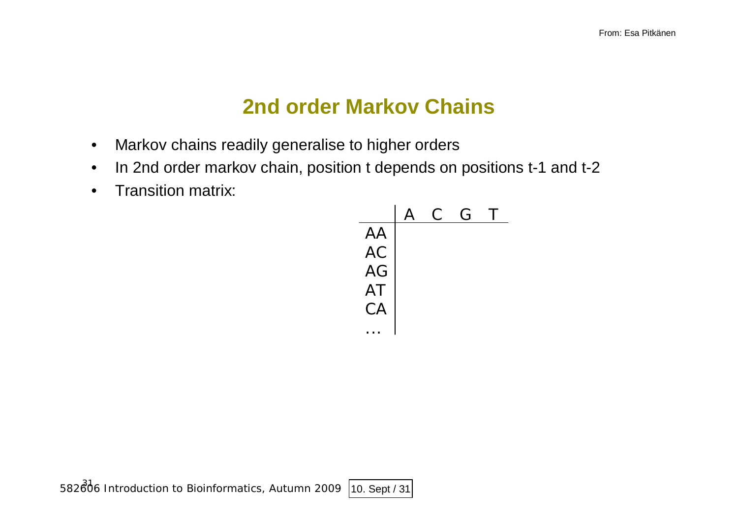## 2nd order Markov Chains

- Markov chains readily generalise to higher orders
- In 2nd order markov chain, position t depends on positions t-1 and t-2
- Transition matrix:

| | A | C | G | T |
|---|---|---|---|---|
| AA | | | | |
| AC | | | | |
| AG | | | | |
| AT | | | | |
| CA | | | | |
| … | | | | |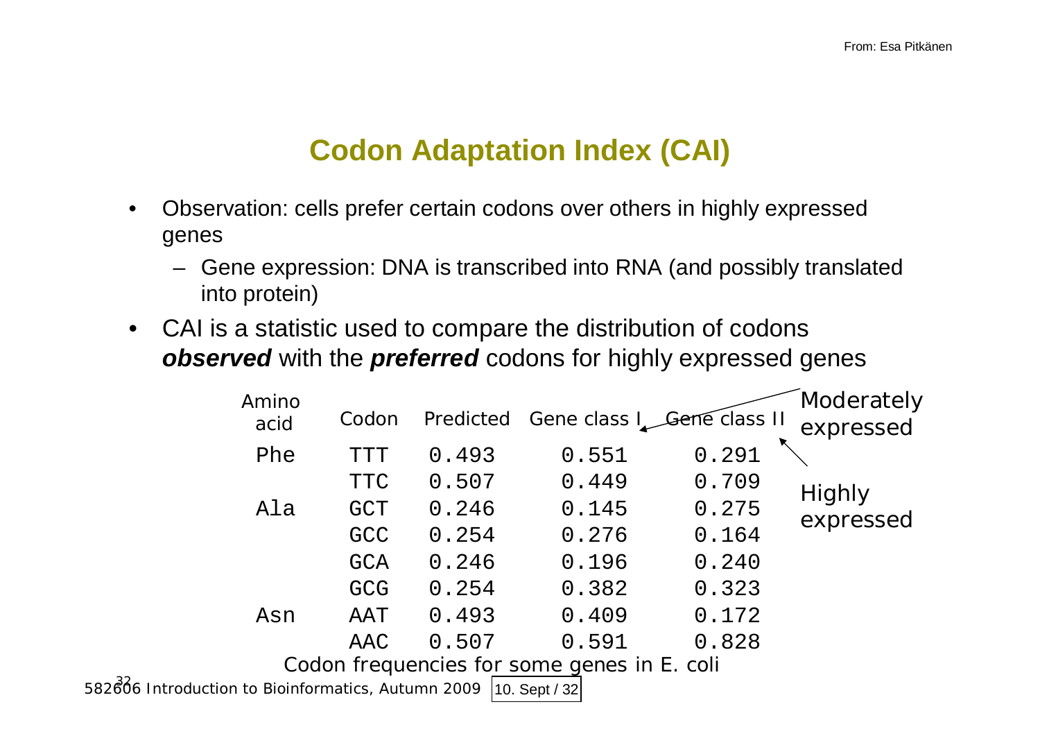# Codon Adaptation Index (CAI)

- Observation: cells prefer certain codons over others in highly expressed genes
  - Gene expression: DNA is transcribed into RNA (and possibly translated into protein)
- CAI is a statistic used to compare the distribution of codons ***observed*** with the ***preferred*** codons for highly expressed genes

| Amino acid | Codon | Predicted | Gene class I | Gene class II |
|---|---|---|---|---|
| Phe | TTT | 0.493 | 0.551 | 0.291 |
| | TTC | 0.507 | 0.449 | 0.709 |
| Ala | GCT | 0.246 | 0.145 | 0.275 |
| | GCC | 0.254 | 0.276 | 0.164 |
| | GCA | 0.246 | 0.196 | 0.240 |
| | GCG | 0.254 | 0.382 | 0.323 |
| Asn | AAT | 0.493 | 0.409 | 0.172 |
| | AAC | 0.507 | 0.591 | 0.828 |

Gene class I: Moderately expressed; Gene class II: Highly expressed

Codon frequencies for some genes in E. coli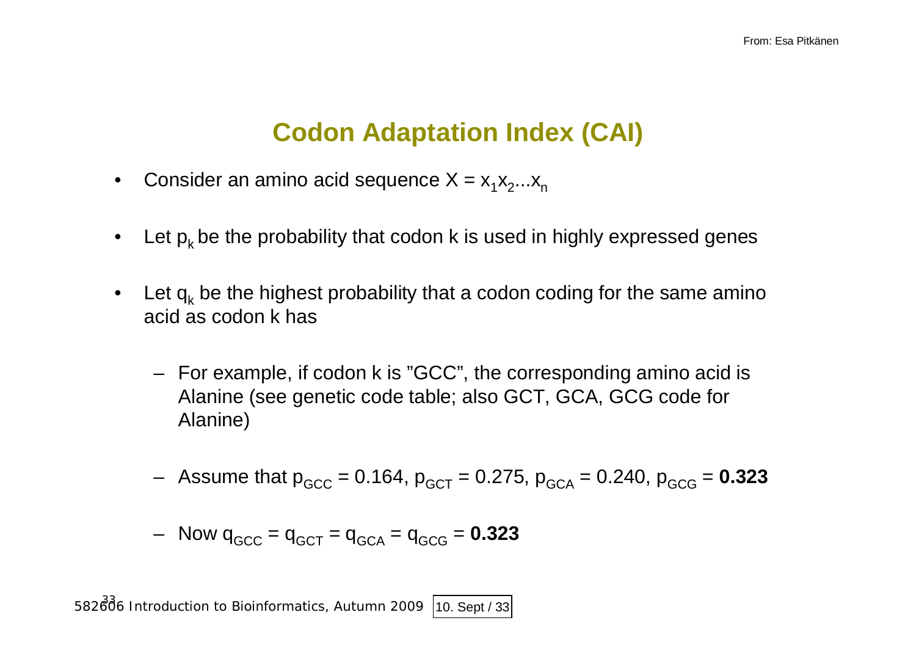## Codon Adaptation Index (CAI)

- Consider an amino acid sequence $X = x_1x_2...x_n$
- Let $p_k$ be the probability that codon k is used in highly expressed genes
- Let $q_k$ be the highest probability that a codon coding for the same amino acid as codon k has
  - For example, if codon k is "GCC", the corresponding amino acid is Alanine (see genetic code table; also GCT, GCA, GCG code for Alanine)
  - Assume that $p_{GCC} = 0.164$, $p_{GCT} = 0.275$, $p_{GCA} = 0.240$, $p_{GCG} = \mathbf{0.323}$
  - Now $q_{GCC} = q_{GCT} = q_{GCA} = q_{GCG} = \mathbf{0.323}$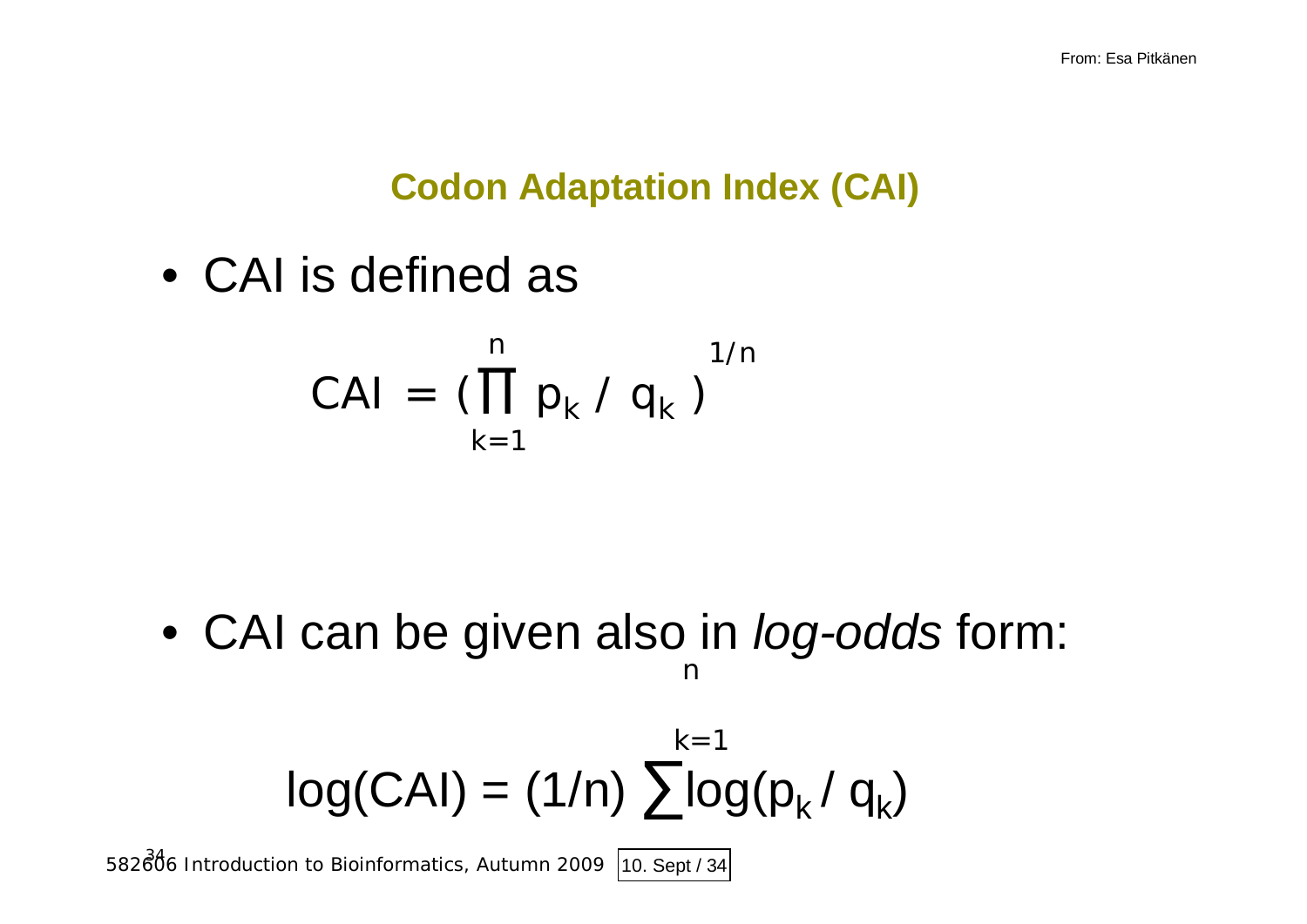## Codon Adaptation Index (CAI)

- CAI is defined as

$$\mathrm{CAI} = \left(\prod_{k=1}^{n} p_k / q_k\right)^{1/n}$$

- CAI can be given also in *log-odds* form:

$$\log(\mathrm{CAI}) = (1/n) \sum_{k=1}^{n} \log(p_k / q_k)$$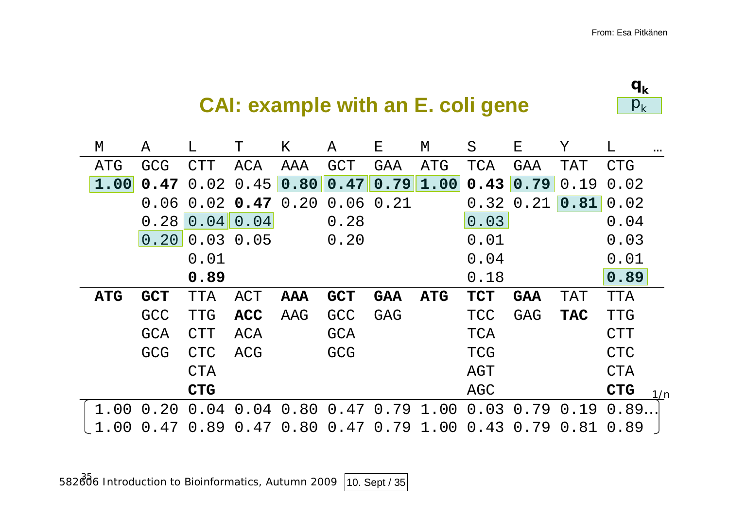From: Esa Pitkänen

## CAI: example with an E. coli gene

$q_k$

$p_k$

| M | A | L | T | K | A | E | M | S | E | Y | L | … |
|---|---|---|---|---|---|---|---|---|---|---|---|---|
| ATG | GCG | CTT | ACA | AAA | GCT | GAA | ATG | TCA | GAA | TAT | CTG | |
| **1.00** | **0.47** | 0.02 | 0.45 | **0.80** | **0.47** | **0.79** | **1.00** | **0.43** | **0.79** | 0.19 | 0.02 | |
| | 0.06 | 0.02 | **0.47** | 0.20 | 0.06 | 0.21 | | 0.32 | 0.21 | **0.81** | 0.02 | |
| | 0.28 | 0.04 | 0.04 | | 0.28 | | | 0.03 | | | 0.04 | |
| | 0.20 | 0.03 | 0.05 | | 0.20 | | | 0.01 | | | 0.03 | |
| | | 0.01 | | | | | | 0.04 | | | 0.01 | |
| | | **0.89** | | | | | | 0.18 | | | 0.89 | |
| **ATG** | **GCT** | TTA | ACT | **AAA** | **GCT** | **GAA** | **ATG** | **TCT** | **GAA** | TAT | TTA | |
| | GCC | TTG | **ACC** | AAG | GCC | GAG | | TCC | GAG | **TAC** | TTG | |
| | GCA | CTT | ACA | | GCA | | | TCA | | | CTT | |
| | GCG | CTC | ACG | | GCG | | | TCG | | | CTC | |
| | | CTA | | | | | | AGT | | | CTA | |
| | | **CTG** | | | | | | AGC | | | **CTG** | |

$1/n$

$$\left[\frac{1.00 \;\; 0.20 \;\; 0.04 \;\; 0.04 \;\; 0.80 \;\; 0.47 \;\; 0.79 \;\; 1.00 \;\; 0.03 \;\; 0.79 \;\; 0.19 \;\; 0.89 \ldots}{1.00 \;\; 0.47 \;\; 0.89 \;\; 0.47 \;\; 0.80 \;\; 0.47 \;\; 0.79 \;\; 1.00 \;\; 0.43 \;\; 0.79 \;\; 0.81 \;\; 0.89}\right]^{1/n}$$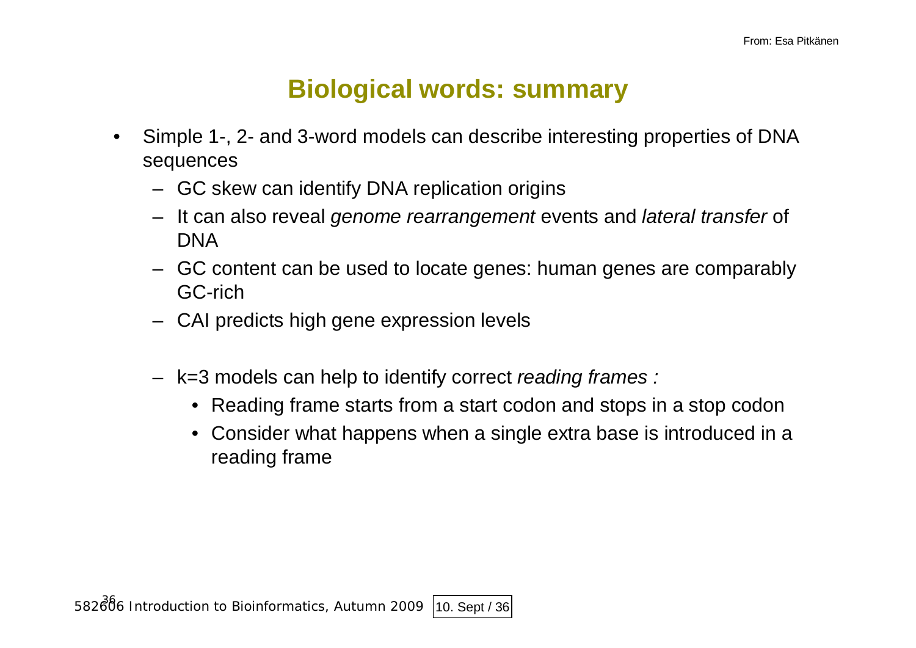From: Esa Pitkänen

# Biological words: summary

- Simple 1-, 2- and 3-word models can describe interesting properties of DNA sequences
  - GC skew can identify DNA replication origins
  - It can also reveal *genome rearrangement* events and *lateral transfer* of DNA
  - GC content can be used to locate genes: human genes are comparably GC-rich
  - CAI predicts high gene expression levels

  - k=3 models can help to identify correct *reading frames :*
    - Reading frame starts from a start codon and stops in a stop codon
    - Consider what happens when a single extra base is introduced in a reading frame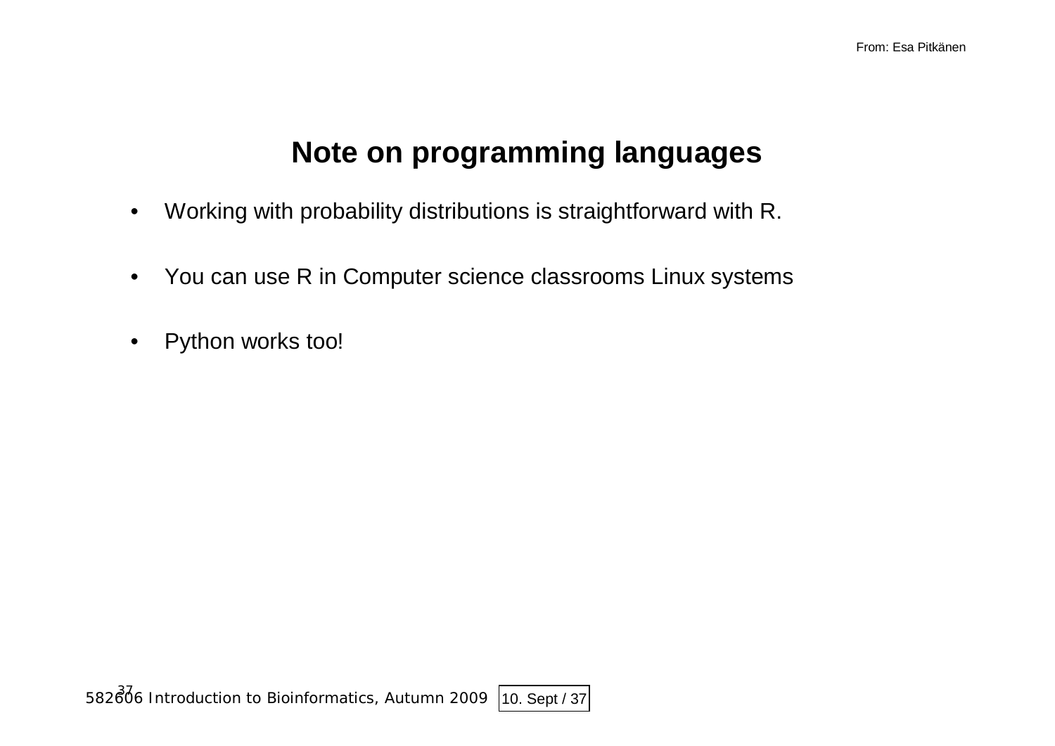From: Esa Pitkänen

# Note on programming languages

- Working with probability distributions is straightforward with R.
- You can use R in Computer science classrooms Linux systems
- Python works too!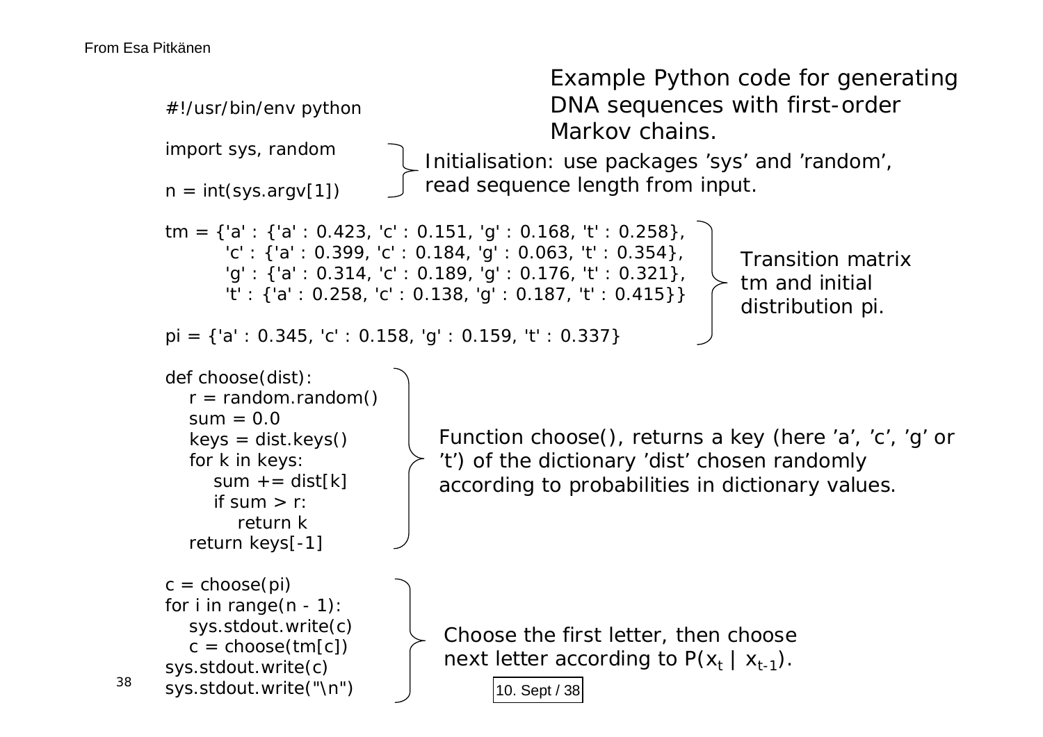From Esa Pitkänen

## Example Python code for generating DNA sequences with first-order Markov chains.

```
#!/usr/bin/env python

import sys, random

n = int(sys.argv[1])
```

Initialisation: use packages 'sys' and 'random', read sequence length from input.

```
tm = {'a' : {'a' : 0.423, 'c' : 0.151, 'g' : 0.168, 't' : 0.258},
      'c' : {'a' : 0.399, 'c' : 0.184, 'g' : 0.063, 't' : 0.354},
      'g' : {'a' : 0.314, 'c' : 0.189, 'g' : 0.176, 't' : 0.321},
      't' : {'a' : 0.258, 'c' : 0.138, 'g' : 0.187, 't' : 0.415}}

pi = {'a' : 0.345, 'c' : 0.158, 'g' : 0.159, 't' : 0.337}
```

Transition matrix tm and initial distribution pi.

```
def choose(dist):
    r = random.random()
    sum = 0.0
    keys = dist.keys()
    for k in keys:
        sum += dist[k]
        if sum > r:
            return k
    return keys[-1]
```

Function choose(), returns a key (here 'a', 'c', 'g' or 't') of the dictionary 'dist' chosen randomly according to probabilities in dictionary values.

```
c = choose(pi)
for i in range(n - 1):
    sys.stdout.write(c)
    c = choose(tm[c])
sys.stdout.write(c)
sys.stdout.write("\n")
```

Choose the first letter, then choose next letter according to $P(x_t \mid x_{t-1})$.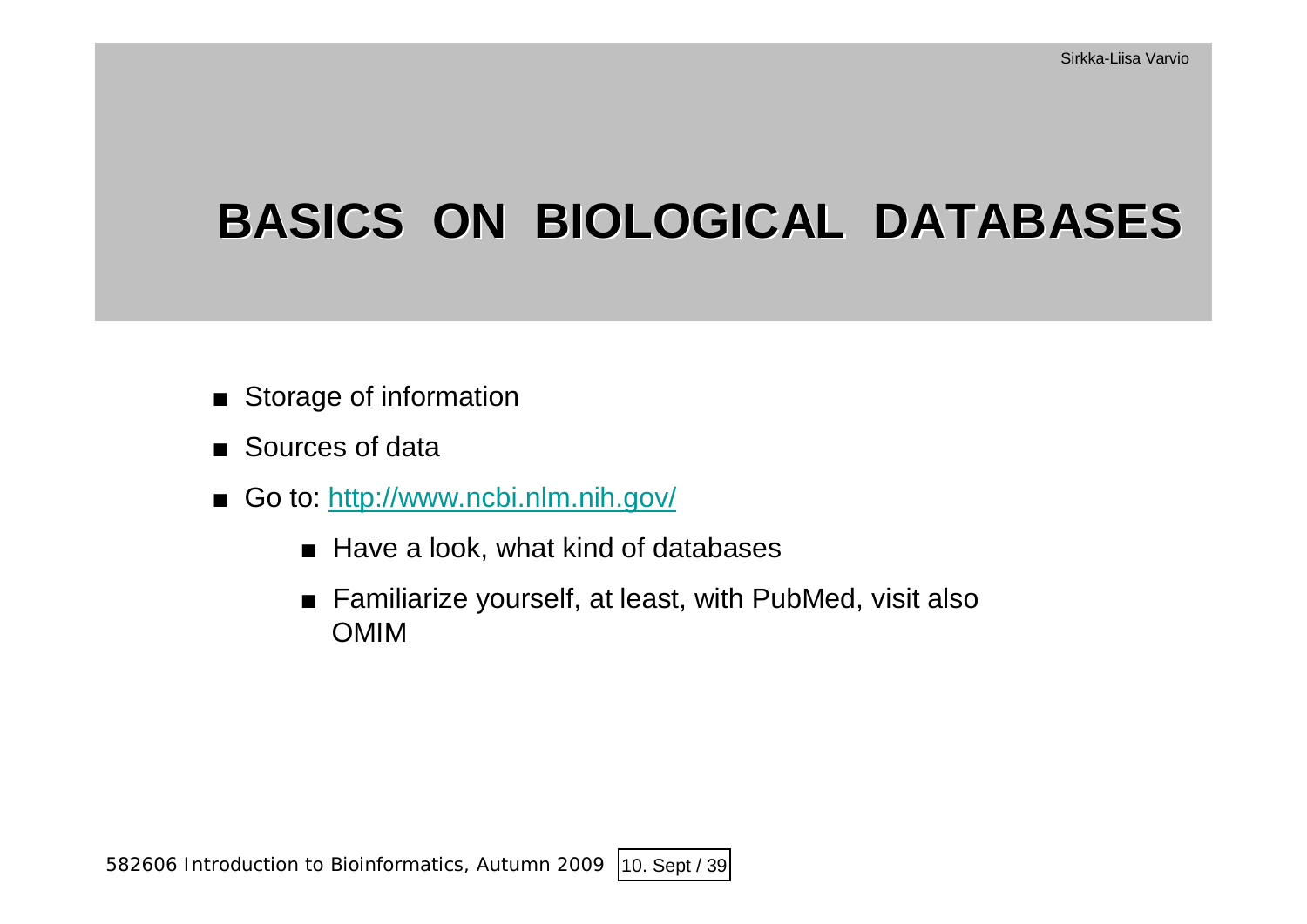# BASICS ON BIOLOGICAL DATABASES

- Storage of information
- Sources of data
- Go to: http://www.ncbi.nlm.nih.gov/
  - Have a look, what kind of databases
  - Familiarize yourself, at least, with PubMed, visit also OMIM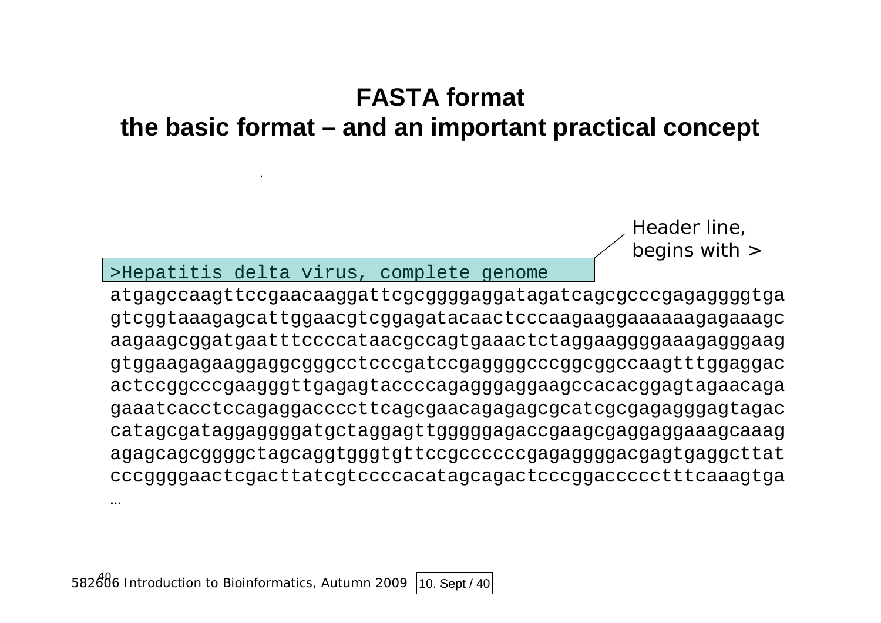# FASTA format
## the basic format – and an important practical concept

Header line, begins with >

```
>Hepatitis delta virus, complete genome
atgagccaagttccgaacaaggattcgcggggaggatagatcagcgcccgagaggggtga
gtcggtaaagagcattggaacgtcggagatacaactcccaagaaggaaaaaagagaaagc
aagaagcggatgaatttccccataacgccagtgaaactctaggaaggggaaagagggaag
gtggaagagaaggaggcgggcctcccgatccgaggggcccggcggccaagtttggaggac
actccggcccgaagggttgagagtaccccagagggaggaagccacacggagtagaacaga
gaaatcacctccagaggaccccttcagcgaacagagagcgcatcgcgagagggagtagac
catagcgataggaggggatgctaggagttgggggagaccgaagcgaggaggaaagcaaag
agagcagcggggctagcaggtgggtgttccgccccccgagaggggacgagtgaggcttat
cccggggaactcgacttatcgtccccacatagcagactcccggaccccctttcaaagtga
…
```

582606 Introduction to Bioinformatics, Autumn 2009 | 10. Sept / 40